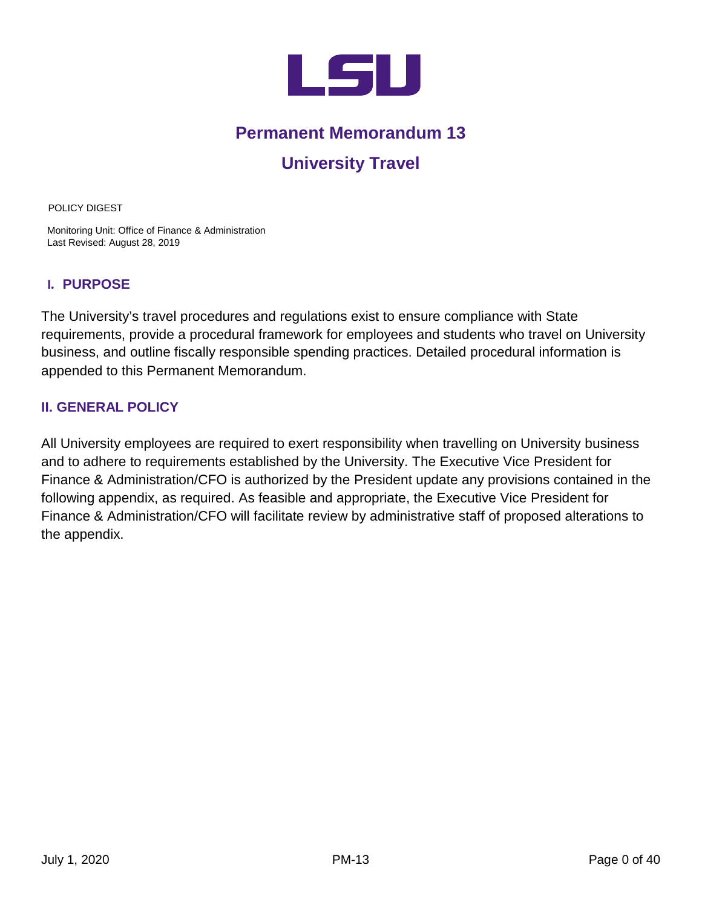LSU

# Permanent Memorandum 13

# University Travel

POLICY DIGEST

Monitoring Unit: Office of Finance & Administration
Last Revised: August 28, 2019

## I. PURPOSE

The University's travel procedures and regulations exist to ensure compliance with State requirements, provide a procedural framework for employees and students who travel on University business, and outline fiscally responsible spending practices. Detailed procedural information is appended to this Permanent Memorandum.

## II. GENERAL POLICY

All University employees are required to exert responsibility when travelling on University business and to adhere to requirements established by the University. The Executive Vice President for Finance & Administration/CFO is authorized by the President update any provisions contained in the following appendix, as required. As feasible and appropriate, the Executive Vice President for Finance & Administration/CFO will facilitate review by administrative staff of proposed alterations to the appendix.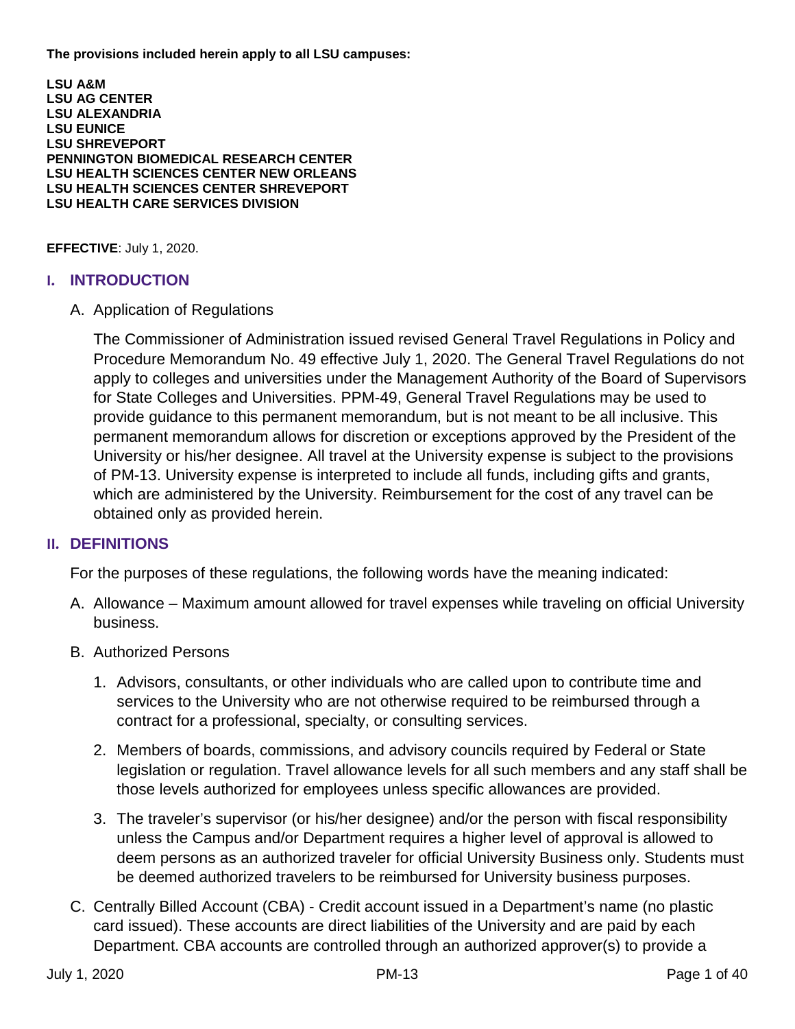**The provisions included herein apply to all LSU campuses:**

**LSU A&M**
**LSU AG CENTER**
**LSU ALEXANDRIA**
**LSU EUNICE**
**LSU SHREVEPORT**
**PENNINGTON BIOMEDICAL RESEARCH CENTER**
**LSU HEALTH SCIENCES CENTER NEW ORLEANS**
**LSU HEALTH SCIENCES CENTER SHREVEPORT**
**LSU HEALTH CARE SERVICES DIVISION**

**EFFECTIVE**: July 1, 2020.

## I. INTRODUCTION

A. Application of Regulations

The Commissioner of Administration issued revised General Travel Regulations in Policy and Procedure Memorandum No. 49 effective July 1, 2020. The General Travel Regulations do not apply to colleges and universities under the Management Authority of the Board of Supervisors for State Colleges and Universities. PPM-49, General Travel Regulations may be used to provide guidance to this permanent memorandum, but is not meant to be all inclusive. This permanent memorandum allows for discretion or exceptions approved by the President of the University or his/her designee. All travel at the University expense is subject to the provisions of PM-13. University expense is interpreted to include all funds, including gifts and grants, which are administered by the University. Reimbursement for the cost of any travel can be obtained only as provided herein.

## II. DEFINITIONS

For the purposes of these regulations, the following words have the meaning indicated:

A. Allowance – Maximum amount allowed for travel expenses while traveling on official University business.

B. Authorized Persons

1. Advisors, consultants, or other individuals who are called upon to contribute time and services to the University who are not otherwise required to be reimbursed through a contract for a professional, specialty, or consulting services.

2. Members of boards, commissions, and advisory councils required by Federal or State legislation or regulation. Travel allowance levels for all such members and any staff shall be those levels authorized for employees unless specific allowances are provided.

3. The traveler's supervisor (or his/her designee) and/or the person with fiscal responsibility unless the Campus and/or Department requires a higher level of approval is allowed to deem persons as an authorized traveler for official University Business only. Students must be deemed authorized travelers to be reimbursed for University business purposes.

C. Centrally Billed Account (CBA) - Credit account issued in a Department's name (no plastic card issued). These accounts are direct liabilities of the University and are paid by each Department. CBA accounts are controlled through an authorized approver(s) to provide a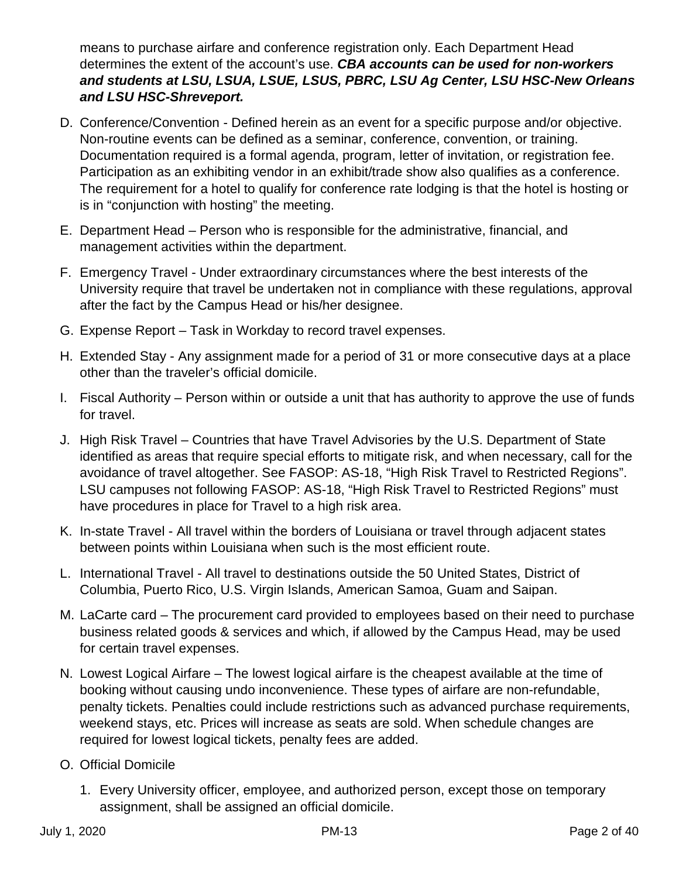means to purchase airfare and conference registration only. Each Department Head determines the extent of the account's use. ***CBA accounts can be used for non-workers and students at LSU, LSUA, LSUE, LSUS, PBRC, LSU Ag Center, LSU HSC-New Orleans and LSU HSC-Shreveport.***

D. Conference/Convention - Defined herein as an event for a specific purpose and/or objective. Non-routine events can be defined as a seminar, conference, convention, or training. Documentation required is a formal agenda, program, letter of invitation, or registration fee. Participation as an exhibiting vendor in an exhibit/trade show also qualifies as a conference. The requirement for a hotel to qualify for conference rate lodging is that the hotel is hosting or is in "conjunction with hosting" the meeting.

E. Department Head – Person who is responsible for the administrative, financial, and management activities within the department.

F. Emergency Travel - Under extraordinary circumstances where the best interests of the University require that travel be undertaken not in compliance with these regulations, approval after the fact by the Campus Head or his/her designee.

G. Expense Report – Task in Workday to record travel expenses.

H. Extended Stay - Any assignment made for a period of 31 or more consecutive days at a place other than the traveler's official domicile.

I. Fiscal Authority – Person within or outside a unit that has authority to approve the use of funds for travel.

J. High Risk Travel – Countries that have Travel Advisories by the U.S. Department of State identified as areas that require special efforts to mitigate risk, and when necessary, call for the avoidance of travel altogether. See FASOP: AS-18, "High Risk Travel to Restricted Regions". LSU campuses not following FASOP: AS-18, "High Risk Travel to Restricted Regions" must have procedures in place for Travel to a high risk area.

K. In-state Travel - All travel within the borders of Louisiana or travel through adjacent states between points within Louisiana when such is the most efficient route.

L. International Travel - All travel to destinations outside the 50 United States, District of Columbia, Puerto Rico, U.S. Virgin Islands, American Samoa, Guam and Saipan.

M. LaCarte card – The procurement card provided to employees based on their need to purchase business related goods & services and which, if allowed by the Campus Head, may be used for certain travel expenses.

N. Lowest Logical Airfare – The lowest logical airfare is the cheapest available at the time of booking without causing undo inconvenience. These types of airfare are non-refundable, penalty tickets. Penalties could include restrictions such as advanced purchase requirements, weekend stays, etc. Prices will increase as seats are sold. When schedule changes are required for lowest logical tickets, penalty fees are added.

O. Official Domicile

   1. Every University officer, employee, and authorized person, except those on temporary assignment, shall be assigned an official domicile.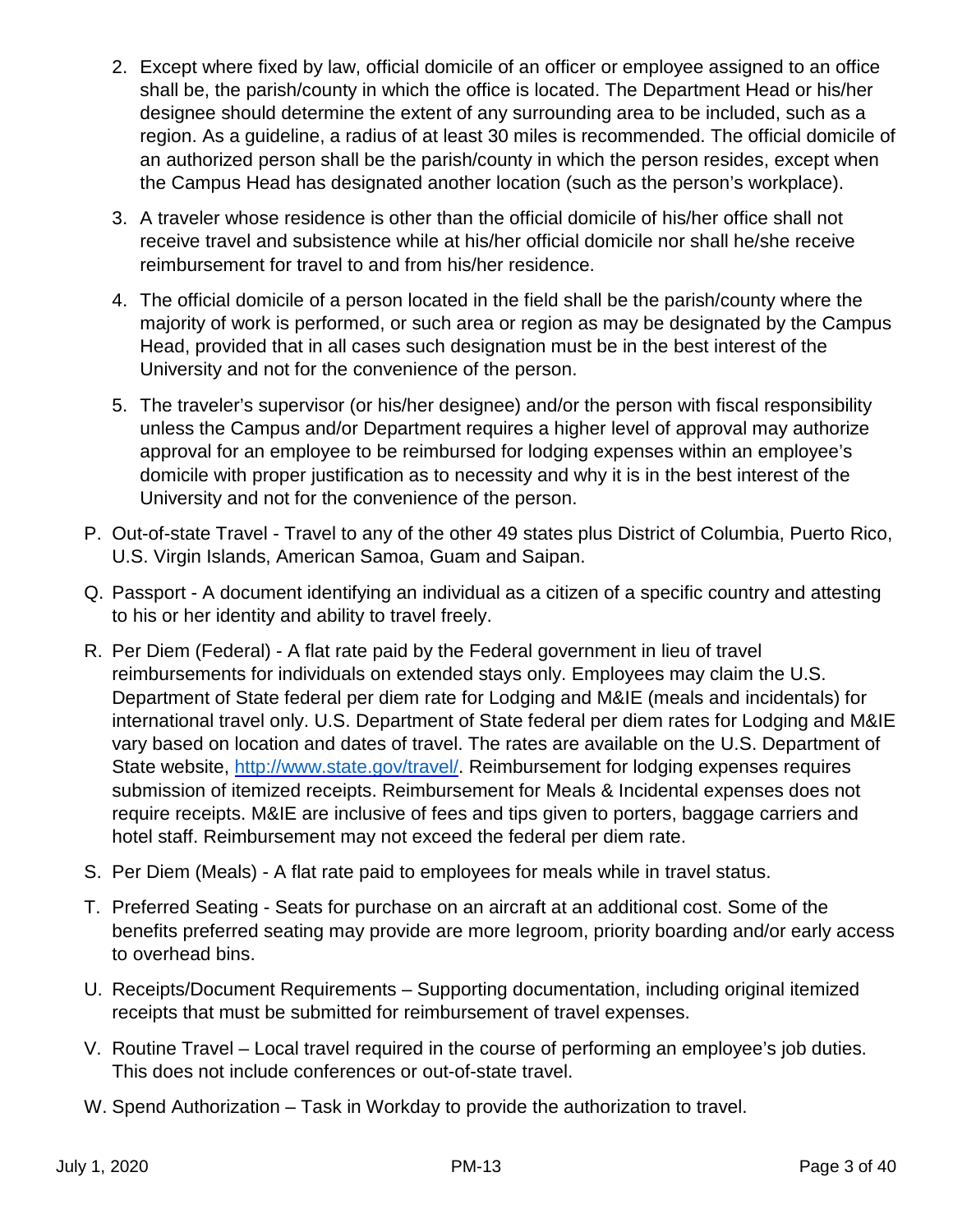2. Except where fixed by law, official domicile of an officer or employee assigned to an office shall be, the parish/county in which the office is located. The Department Head or his/her designee should determine the extent of any surrounding area to be included, such as a region. As a guideline, a radius of at least 30 miles is recommended. The official domicile of an authorized person shall be the parish/county in which the person resides, except when the Campus Head has designated another location (such as the person's workplace).

3. A traveler whose residence is other than the official domicile of his/her office shall not receive travel and subsistence while at his/her official domicile nor shall he/she receive reimbursement for travel to and from his/her residence.

4. The official domicile of a person located in the field shall be the parish/county where the majority of work is performed, or such area or region as may be designated by the Campus Head, provided that in all cases such designation must be in the best interest of the University and not for the convenience of the person.

5. The traveler's supervisor (or his/her designee) and/or the person with fiscal responsibility unless the Campus and/or Department requires a higher level of approval may authorize approval for an employee to be reimbursed for lodging expenses within an employee's domicile with proper justification as to necessity and why it is in the best interest of the University and not for the convenience of the person.

P. Out-of-state Travel - Travel to any of the other 49 states plus District of Columbia, Puerto Rico, U.S. Virgin Islands, American Samoa, Guam and Saipan.

Q. Passport - A document identifying an individual as a citizen of a specific country and attesting to his or her identity and ability to travel freely.

R. Per Diem (Federal) - A flat rate paid by the Federal government in lieu of travel reimbursements for individuals on extended stays only. Employees may claim the U.S. Department of State federal per diem rate for Lodging and M&IE (meals and incidentals) for international travel only. U.S. Department of State federal per diem rates for Lodging and M&IE vary based on location and dates of travel. The rates are available on the U.S. Department of State website, [http://www.state.gov/travel/](http://www.state.gov/travel/). Reimbursement for lodging expenses requires submission of itemized receipts. Reimbursement for Meals & Incidental expenses does not require receipts. M&IE are inclusive of fees and tips given to porters, baggage carriers and hotel staff. Reimbursement may not exceed the federal per diem rate.

S. Per Diem (Meals) - A flat rate paid to employees for meals while in travel status.

T. Preferred Seating - Seats for purchase on an aircraft at an additional cost. Some of the benefits preferred seating may provide are more legroom, priority boarding and/or early access to overhead bins.

U. Receipts/Document Requirements – Supporting documentation, including original itemized receipts that must be submitted for reimbursement of travel expenses.

V. Routine Travel – Local travel required in the course of performing an employee's job duties. This does not include conferences or out-of-state travel.

W. Spend Authorization – Task in Workday to provide the authorization to travel.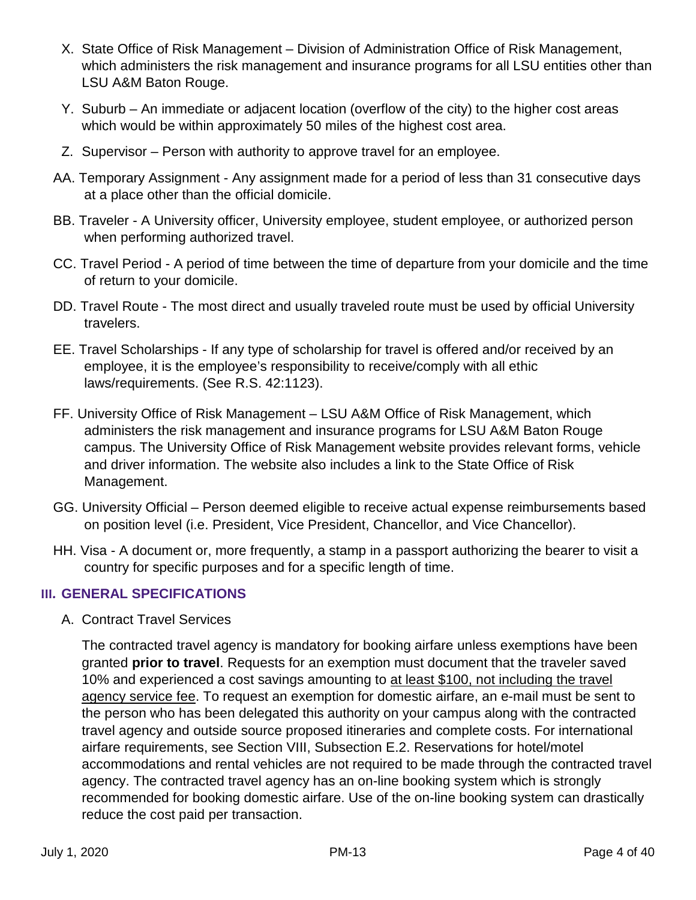X. State Office of Risk Management – Division of Administration Office of Risk Management, which administers the risk management and insurance programs for all LSU entities other than LSU A&M Baton Rouge.

Y. Suburb – An immediate or adjacent location (overflow of the city) to the higher cost areas which would be within approximately 50 miles of the highest cost area.

Z. Supervisor – Person with authority to approve travel for an employee.

AA. Temporary Assignment - Any assignment made for a period of less than 31 consecutive days at a place other than the official domicile.

BB. Traveler - A University officer, University employee, student employee, or authorized person when performing authorized travel.

CC. Travel Period - A period of time between the time of departure from your domicile and the time of return to your domicile.

DD. Travel Route - The most direct and usually traveled route must be used by official University travelers.

EE. Travel Scholarships - If any type of scholarship for travel is offered and/or received by an employee, it is the employee's responsibility to receive/comply with all ethic laws/requirements. (See R.S. 42:1123).

FF. University Office of Risk Management – LSU A&M Office of Risk Management, which administers the risk management and insurance programs for LSU A&M Baton Rouge campus. The University Office of Risk Management website provides relevant forms, vehicle and driver information. The website also includes a link to the State Office of Risk Management.

GG. University Official – Person deemed eligible to receive actual expense reimbursements based on position level (i.e. President, Vice President, Chancellor, and Vice Chancellor).

HH. Visa - A document or, more frequently, a stamp in a passport authorizing the bearer to visit a country for specific purposes and for a specific length of time.

## III. GENERAL SPECIFICATIONS

A. Contract Travel Services

The contracted travel agency is mandatory for booking airfare unless exemptions have been granted **prior to travel**. Requests for an exemption must document that the traveler saved 10% and experienced a cost savings amounting to at least $100, not including the travel agency service fee. To request an exemption for domestic airfare, an e-mail must be sent to the person who has been delegated this authority on your campus along with the contracted travel agency and outside source proposed itineraries and complete costs. For international airfare requirements, see Section VIII, Subsection E.2. Reservations for hotel/motel accommodations and rental vehicles are not required to be made through the contracted travel agency. The contracted travel agency has an on-line booking system which is strongly recommended for booking domestic airfare. Use of the on-line booking system can drastically reduce the cost paid per transaction.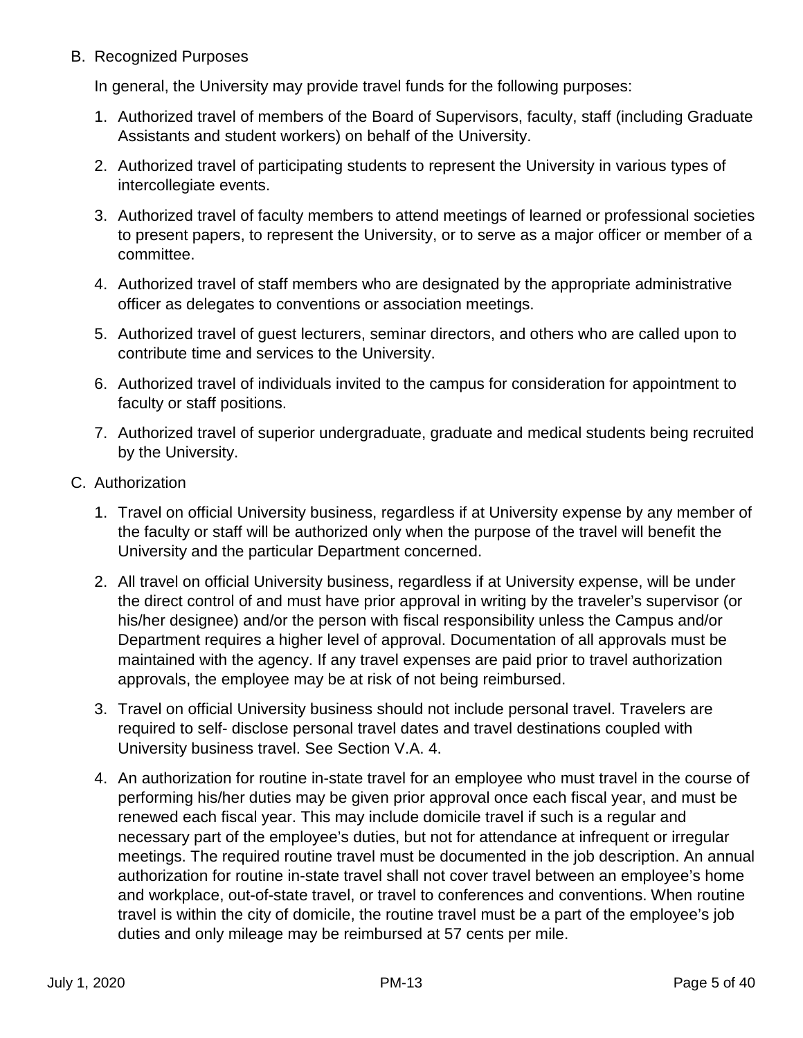## B. Recognized Purposes

In general, the University may provide travel funds for the following purposes:

1. Authorized travel of members of the Board of Supervisors, faculty, staff (including Graduate Assistants and student workers) on behalf of the University.
2. Authorized travel of participating students to represent the University in various types of intercollegiate events.
3. Authorized travel of faculty members to attend meetings of learned or professional societies to present papers, to represent the University, or to serve as a major officer or member of a committee.
4. Authorized travel of staff members who are designated by the appropriate administrative officer as delegates to conventions or association meetings.
5. Authorized travel of guest lecturers, seminar directors, and others who are called upon to contribute time and services to the University.
6. Authorized travel of individuals invited to the campus for consideration for appointment to faculty or staff positions.
7. Authorized travel of superior undergraduate, graduate and medical students being recruited by the University.

## C. Authorization

1. Travel on official University business, regardless if at University expense by any member of the faculty or staff will be authorized only when the purpose of the travel will benefit the University and the particular Department concerned.
2. All travel on official University business, regardless if at University expense, will be under the direct control of and must have prior approval in writing by the traveler's supervisor (or his/her designee) and/or the person with fiscal responsibility unless the Campus and/or Department requires a higher level of approval. Documentation of all approvals must be maintained with the agency. If any travel expenses are paid prior to travel authorization approvals, the employee may be at risk of not being reimbursed.
3. Travel on official University business should not include personal travel. Travelers are required to self- disclose personal travel dates and travel destinations coupled with University business travel. See Section V.A. 4.
4. An authorization for routine in-state travel for an employee who must travel in the course of performing his/her duties may be given prior approval once each fiscal year, and must be renewed each fiscal year. This may include domicile travel if such is a regular and necessary part of the employee's duties, but not for attendance at infrequent or irregular meetings. The required routine travel must be documented in the job description. An annual authorization for routine in-state travel shall not cover travel between an employee's home and workplace, out-of-state travel, or travel to conferences and conventions. When routine travel is within the city of domicile, the routine travel must be a part of the employee's job duties and only mileage may be reimbursed at 57 cents per mile.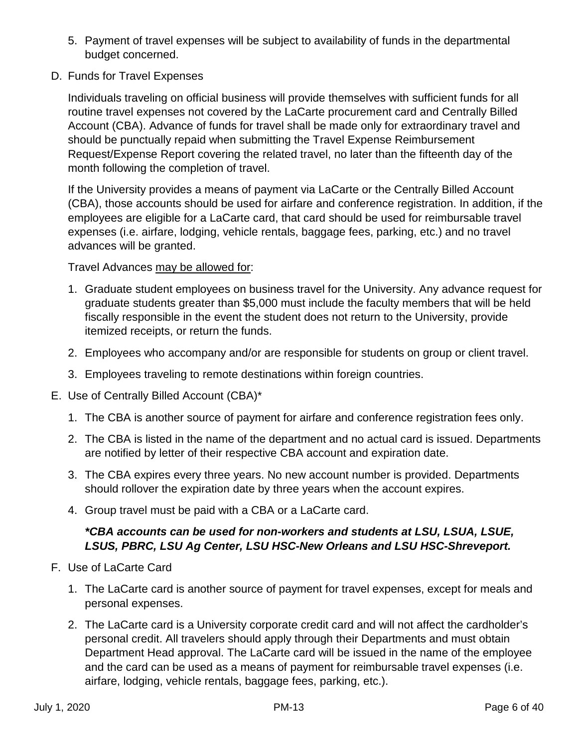5. Payment of travel expenses will be subject to availability of funds in the departmental budget concerned.

D. Funds for Travel Expenses

Individuals traveling on official business will provide themselves with sufficient funds for all routine travel expenses not covered by the LaCarte procurement card and Centrally Billed Account (CBA). Advance of funds for travel shall be made only for extraordinary travel and should be punctually repaid when submitting the Travel Expense Reimbursement Request/Expense Report covering the related travel, no later than the fifteenth day of the month following the completion of travel.

If the University provides a means of payment via LaCarte or the Centrally Billed Account (CBA), those accounts should be used for airfare and conference registration. In addition, if the employees are eligible for a LaCarte card, that card should be used for reimbursable travel expenses (i.e. airfare, lodging, vehicle rentals, baggage fees, parking, etc.) and no travel advances will be granted.

Travel Advances may be allowed for:

1. Graduate student employees on business travel for the University. Any advance request for graduate students greater than $5,000 must include the faculty members that will be held fiscally responsible in the event the student does not return to the University, provide itemized receipts, or return the funds.
2. Employees who accompany and/or are responsible for students on group or client travel.
3. Employees traveling to remote destinations within foreign countries.

E. Use of Centrally Billed Account (CBA)*

1. The CBA is another source of payment for airfare and conference registration fees only.
2. The CBA is listed in the name of the department and no actual card is issued. Departments are notified by letter of their respective CBA account and expiration date.
3. The CBA expires every three years. No new account number is provided. Departments should rollover the expiration date by three years when the account expires.
4. Group travel must be paid with a CBA or a LaCarte card.

***CBA accounts can be used for non-workers and students at LSU, LSUA, LSUE, LSUS, PBRC, LSU Ag Center, LSU HSC-New Orleans and LSU HSC-Shreveport.***

F. Use of LaCarte Card

1. The LaCarte card is another source of payment for travel expenses, except for meals and personal expenses.
2. The LaCarte card is a University corporate credit card and will not affect the cardholder's personal credit. All travelers should apply through their Departments and must obtain Department Head approval. The LaCarte card will be issued in the name of the employee and the card can be used as a means of payment for reimbursable travel expenses (i.e. airfare, lodging, vehicle rentals, baggage fees, parking, etc.).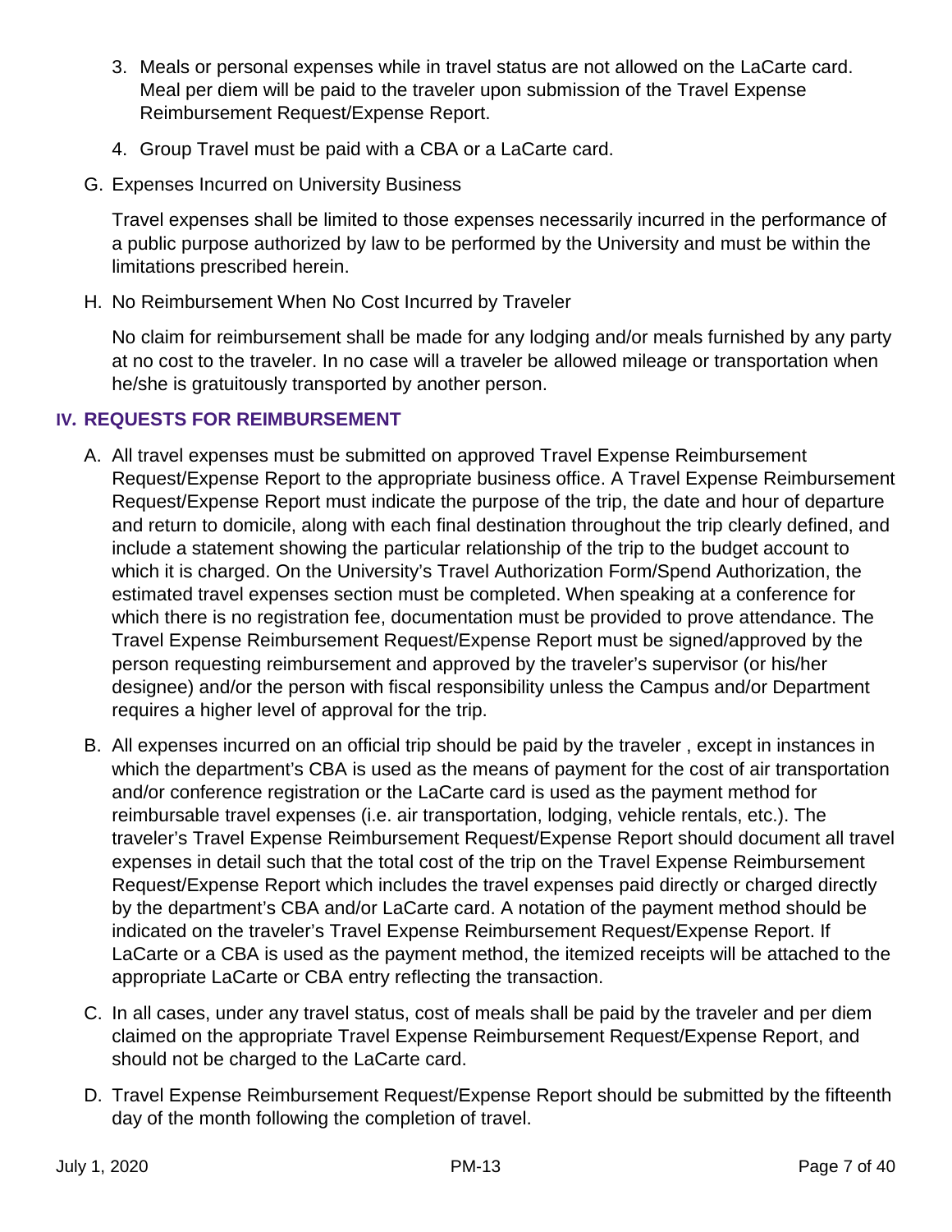3. Meals or personal expenses while in travel status are not allowed on the LaCarte card. Meal per diem will be paid to the traveler upon submission of the Travel Expense Reimbursement Request/Expense Report.
4. Group Travel must be paid with a CBA or a LaCarte card.

G. Expenses Incurred on University Business

Travel expenses shall be limited to those expenses necessarily incurred in the performance of a public purpose authorized by law to be performed by the University and must be within the limitations prescribed herein.

H. No Reimbursement When No Cost Incurred by Traveler

No claim for reimbursement shall be made for any lodging and/or meals furnished by any party at no cost to the traveler. In no case will a traveler be allowed mileage or transportation when he/she is gratuitously transported by another person.

## IV. REQUESTS FOR REIMBURSEMENT

A. All travel expenses must be submitted on approved Travel Expense Reimbursement Request/Expense Report to the appropriate business office. A Travel Expense Reimbursement Request/Expense Report must indicate the purpose of the trip, the date and hour of departure and return to domicile, along with each final destination throughout the trip clearly defined, and include a statement showing the particular relationship of the trip to the budget account to which it is charged. On the University's Travel Authorization Form/Spend Authorization, the estimated travel expenses section must be completed. When speaking at a conference for which there is no registration fee, documentation must be provided to prove attendance. The Travel Expense Reimbursement Request/Expense Report must be signed/approved by the person requesting reimbursement and approved by the traveler's supervisor (or his/her designee) and/or the person with fiscal responsibility unless the Campus and/or Department requires a higher level of approval for the trip.

B. All expenses incurred on an official trip should be paid by the traveler , except in instances in which the department's CBA is used as the means of payment for the cost of air transportation and/or conference registration or the LaCarte card is used as the payment method for reimbursable travel expenses (i.e. air transportation, lodging, vehicle rentals, etc.). The traveler's Travel Expense Reimbursement Request/Expense Report should document all travel expenses in detail such that the total cost of the trip on the Travel Expense Reimbursement Request/Expense Report which includes the travel expenses paid directly or charged directly by the department's CBA and/or LaCarte card. A notation of the payment method should be indicated on the traveler's Travel Expense Reimbursement Request/Expense Report. If LaCarte or a CBA is used as the payment method, the itemized receipts will be attached to the appropriate LaCarte or CBA entry reflecting the transaction.

C. In all cases, under any travel status, cost of meals shall be paid by the traveler and per diem claimed on the appropriate Travel Expense Reimbursement Request/Expense Report, and should not be charged to the LaCarte card.

D. Travel Expense Reimbursement Request/Expense Report should be submitted by the fifteenth day of the month following the completion of travel.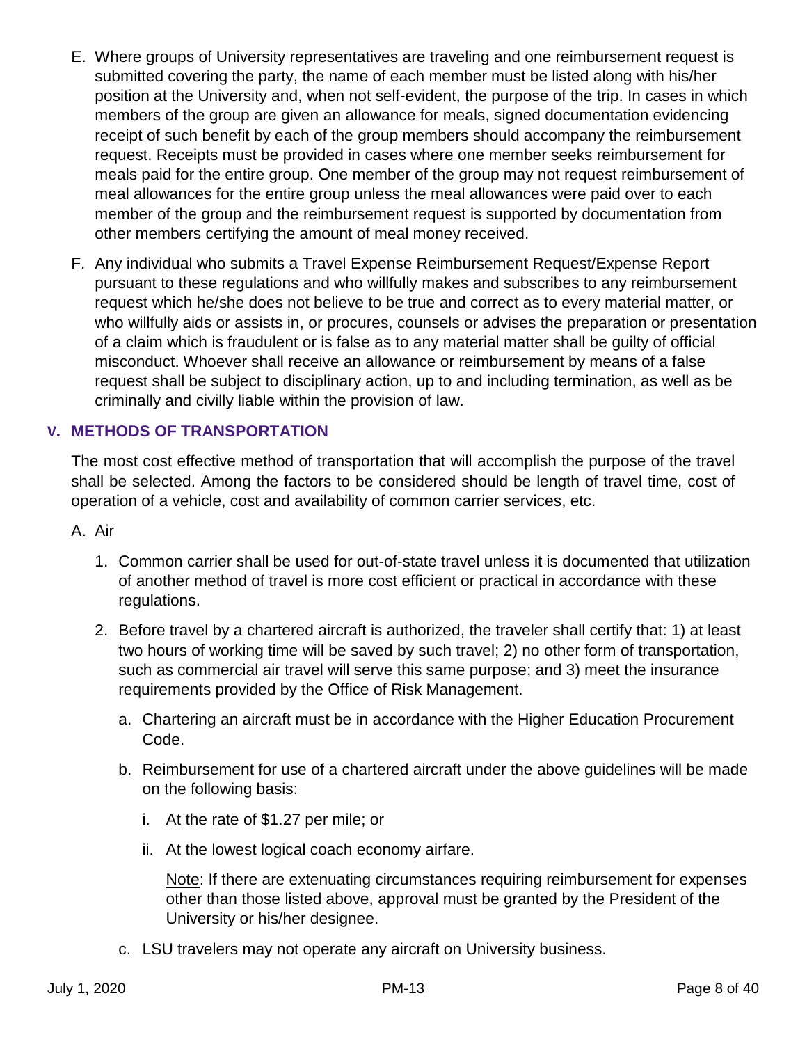E. Where groups of University representatives are traveling and one reimbursement request is submitted covering the party, the name of each member must be listed along with his/her position at the University and, when not self-evident, the purpose of the trip. In cases in which members of the group are given an allowance for meals, signed documentation evidencing receipt of such benefit by each of the group members should accompany the reimbursement request. Receipts must be provided in cases where one member seeks reimbursement for meals paid for the entire group. One member of the group may not request reimbursement of meal allowances for the entire group unless the meal allowances were paid over to each member of the group and the reimbursement request is supported by documentation from other members certifying the amount of meal money received.

F. Any individual who submits a Travel Expense Reimbursement Request/Expense Report pursuant to these regulations and who willfully makes and subscribes to any reimbursement request which he/she does not believe to be true and correct as to every material matter, or who willfully aids or assists in, or procures, counsels or advises the preparation or presentation of a claim which is fraudulent or is false as to any material matter shall be guilty of official misconduct. Whoever shall receive an allowance or reimbursement by means of a false request shall be subject to disciplinary action, up to and including termination, as well as be criminally and civilly liable within the provision of law.

## V. METHODS OF TRANSPORTATION

The most cost effective method of transportation that will accomplish the purpose of the travel shall be selected. Among the factors to be considered should be length of travel time, cost of operation of a vehicle, cost and availability of common carrier services, etc.

A. Air

1. Common carrier shall be used for out-of-state travel unless it is documented that utilization of another method of travel is more cost efficient or practical in accordance with these regulations.

2. Before travel by a chartered aircraft is authorized, the traveler shall certify that: 1) at least two hours of working time will be saved by such travel; 2) no other form of transportation, such as commercial air travel will serve this same purpose; and 3) meet the insurance requirements provided by the Office of Risk Management.

   a. Chartering an aircraft must be in accordance with the Higher Education Procurement Code.

   b. Reimbursement for use of a chartered aircraft under the above guidelines will be made on the following basis:

      i. At the rate of $1.27 per mile; or

      ii. At the lowest logical coach economy airfare.

      Note: If there are extenuating circumstances requiring reimbursement for expenses other than those listed above, approval must be granted by the President of the University or his/her designee.

   c. LSU travelers may not operate any aircraft on University business.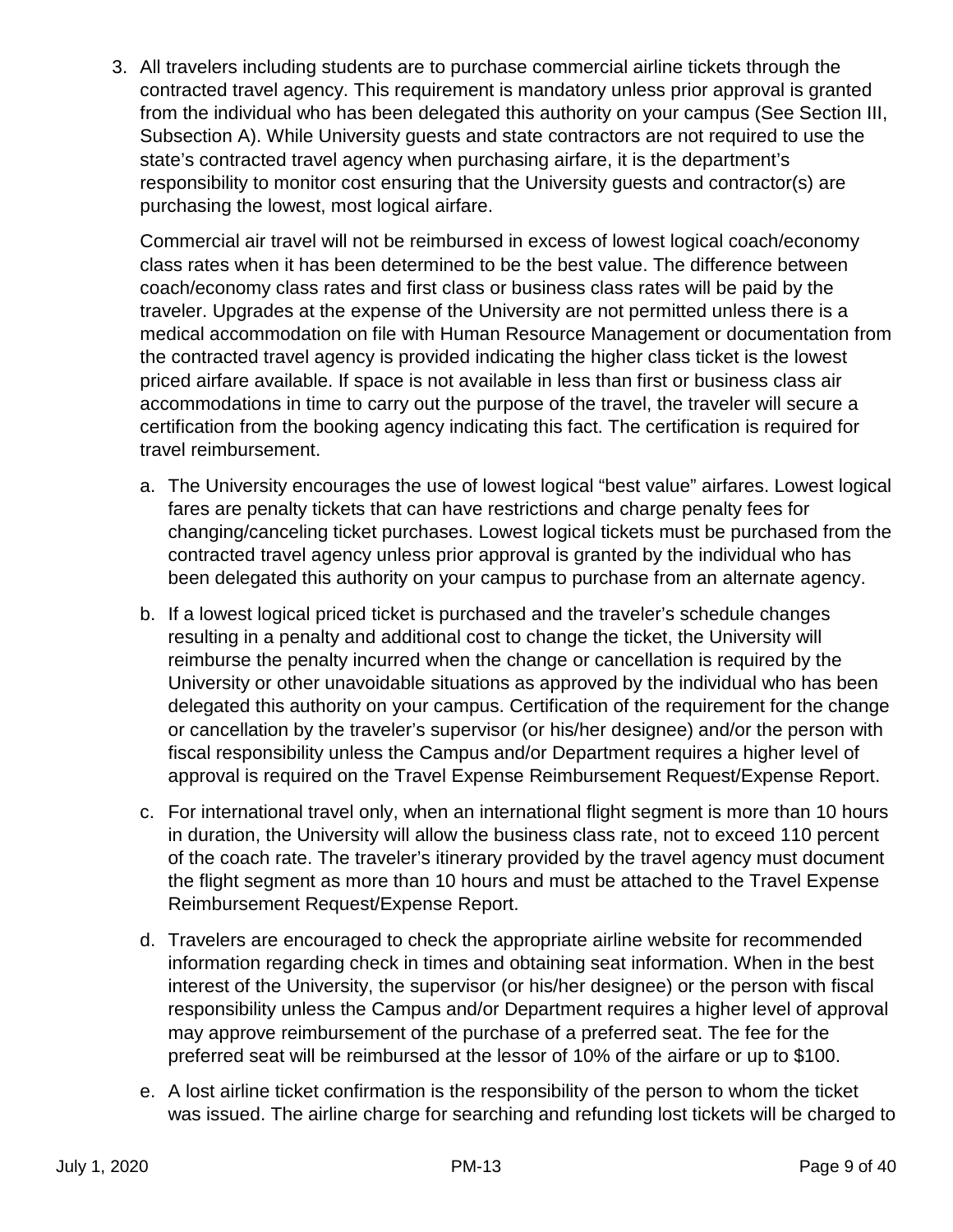3. All travelers including students are to purchase commercial airline tickets through the contracted travel agency. This requirement is mandatory unless prior approval is granted from the individual who has been delegated this authority on your campus (See Section III, Subsection A). While University guests and state contractors are not required to use the state's contracted travel agency when purchasing airfare, it is the department's responsibility to monitor cost ensuring that the University guests and contractor(s) are purchasing the lowest, most logical airfare.

   Commercial air travel will not be reimbursed in excess of lowest logical coach/economy class rates when it has been determined to be the best value. The difference between coach/economy class rates and first class or business class rates will be paid by the traveler. Upgrades at the expense of the University are not permitted unless there is a medical accommodation on file with Human Resource Management or documentation from the contracted travel agency is provided indicating the higher class ticket is the lowest priced airfare available. If space is not available in less than first or business class air accommodations in time to carry out the purpose of the travel, the traveler will secure a certification from the booking agency indicating this fact. The certification is required for travel reimbursement.

   a. The University encourages the use of lowest logical "best value" airfares. Lowest logical fares are penalty tickets that can have restrictions and charge penalty fees for changing/canceling ticket purchases. Lowest logical tickets must be purchased from the contracted travel agency unless prior approval is granted by the individual who has been delegated this authority on your campus to purchase from an alternate agency.

   b. If a lowest logical priced ticket is purchased and the traveler's schedule changes resulting in a penalty and additional cost to change the ticket, the University will reimburse the penalty incurred when the change or cancellation is required by the University or other unavoidable situations as approved by the individual who has been delegated this authority on your campus. Certification of the requirement for the change or cancellation by the traveler's supervisor (or his/her designee) and/or the person with fiscal responsibility unless the Campus and/or Department requires a higher level of approval is required on the Travel Expense Reimbursement Request/Expense Report.

   c. For international travel only, when an international flight segment is more than 10 hours in duration, the University will allow the business class rate, not to exceed 110 percent of the coach rate. The traveler's itinerary provided by the travel agency must document the flight segment as more than 10 hours and must be attached to the Travel Expense Reimbursement Request/Expense Report.

   d. Travelers are encouraged to check the appropriate airline website for recommended information regarding check in times and obtaining seat information. When in the best interest of the University, the supervisor (or his/her designee) or the person with fiscal responsibility unless the Campus and/or Department requires a higher level of approval may approve reimbursement of the purchase of a preferred seat. The fee for the preferred seat will be reimbursed at the lessor of 10% of the airfare or up to $100.

   e. A lost airline ticket confirmation is the responsibility of the person to whom the ticket was issued. The airline charge for searching and refunding lost tickets will be charged to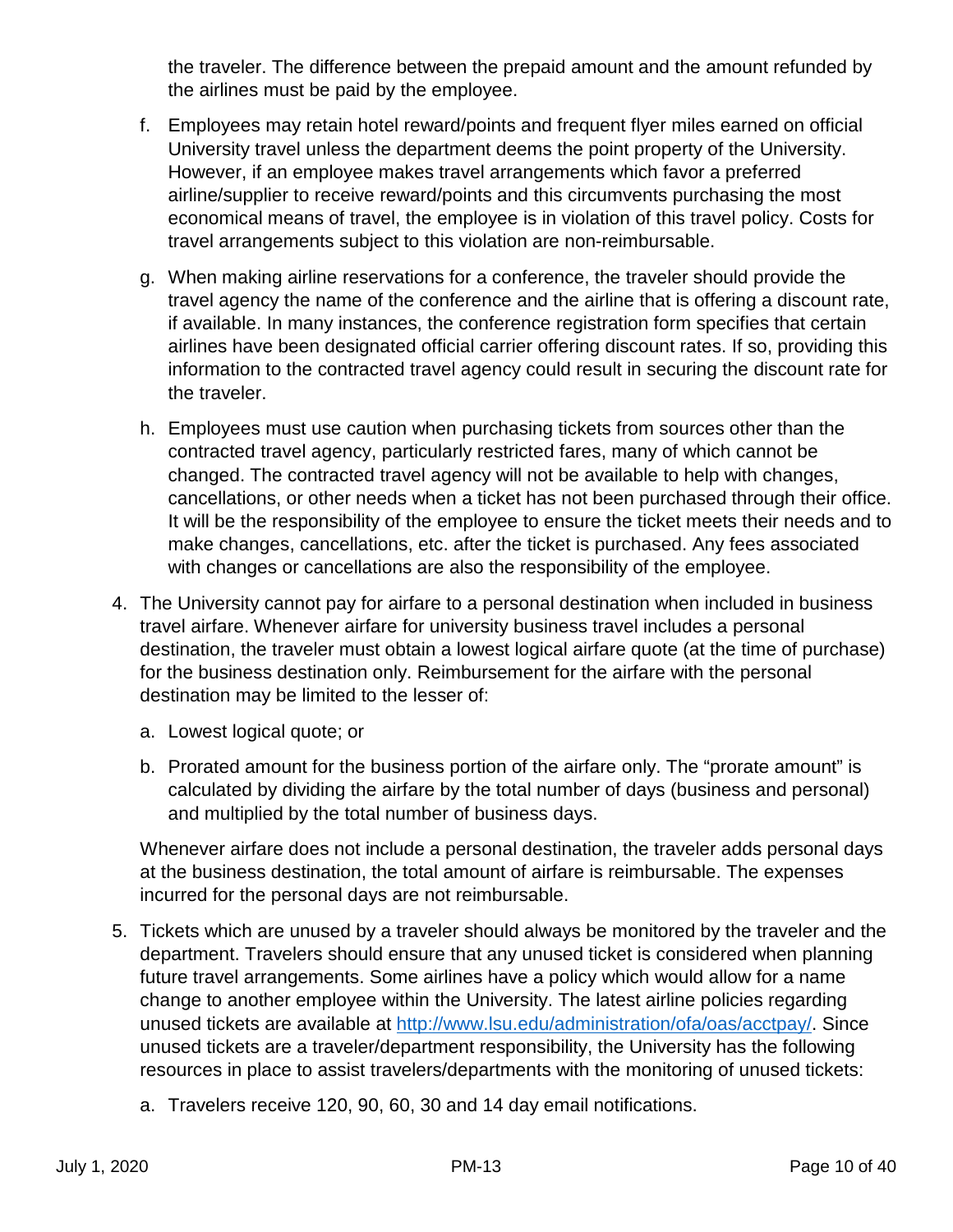the traveler. The difference between the prepaid amount and the amount refunded by the airlines must be paid by the employee.

f. Employees may retain hotel reward/points and frequent flyer miles earned on official University travel unless the department deems the point property of the University. However, if an employee makes travel arrangements which favor a preferred airline/supplier to receive reward/points and this circumvents purchasing the most economical means of travel, the employee is in violation of this travel policy. Costs for travel arrangements subject to this violation are non-reimbursable.

g. When making airline reservations for a conference, the traveler should provide the travel agency the name of the conference and the airline that is offering a discount rate, if available. In many instances, the conference registration form specifies that certain airlines have been designated official carrier offering discount rates. If so, providing this information to the contracted travel agency could result in securing the discount rate for the traveler.

h. Employees must use caution when purchasing tickets from sources other than the contracted travel agency, particularly restricted fares, many of which cannot be changed. The contracted travel agency will not be available to help with changes, cancellations, or other needs when a ticket has not been purchased through their office. It will be the responsibility of the employee to ensure the ticket meets their needs and to make changes, cancellations, etc. after the ticket is purchased. Any fees associated with changes or cancellations are also the responsibility of the employee.

4. The University cannot pay for airfare to a personal destination when included in business travel airfare. Whenever airfare for university business travel includes a personal destination, the traveler must obtain a lowest logical airfare quote (at the time of purchase) for the business destination only. Reimbursement for the airfare with the personal destination may be limited to the lesser of:

   a. Lowest logical quote; or

   b. Prorated amount for the business portion of the airfare only. The "prorate amount" is calculated by dividing the airfare by the total number of days (business and personal) and multiplied by the total number of business days.

   Whenever airfare does not include a personal destination, the traveler adds personal days at the business destination, the total amount of airfare is reimbursable. The expenses incurred for the personal days are not reimbursable.

5. Tickets which are unused by a traveler should always be monitored by the traveler and the department. Travelers should ensure that any unused ticket is considered when planning future travel arrangements. Some airlines have a policy which would allow for a name change to another employee within the University. The latest airline policies regarding unused tickets are available at http://www.lsu.edu/administration/ofa/oas/acctpay/. Since unused tickets are a traveler/department responsibility, the University has the following resources in place to assist travelers/departments with the monitoring of unused tickets:

   a. Travelers receive 120, 90, 60, 30 and 14 day email notifications.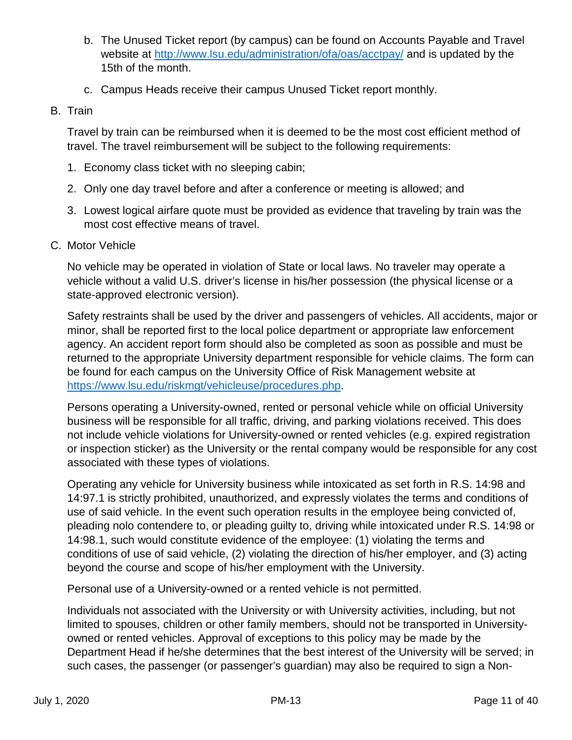b. The Unused Ticket report (by campus) can be found on Accounts Payable and Travel website at http://www.lsu.edu/administration/ofa/oas/acctpay/ and is updated by the 15th of the month.

c. Campus Heads receive their campus Unused Ticket report monthly.

B. Train

Travel by train can be reimbursed when it is deemed to be the most cost efficient method of travel. The travel reimbursement will be subject to the following requirements:

1. Economy class ticket with no sleeping cabin;
2. Only one day travel before and after a conference or meeting is allowed; and
3. Lowest logical airfare quote must be provided as evidence that traveling by train was the most cost effective means of travel.

C. Motor Vehicle

No vehicle may be operated in violation of State or local laws. No traveler may operate a vehicle without a valid U.S. driver's license in his/her possession (the physical license or a state-approved electronic version).

Safety restraints shall be used by the driver and passengers of vehicles. All accidents, major or minor, shall be reported first to the local police department or appropriate law enforcement agency. An accident report form should also be completed as soon as possible and must be returned to the appropriate University department responsible for vehicle claims. The form can be found for each campus on the University Office of Risk Management website at https://www.lsu.edu/riskmgt/vehicleuse/procedures.php.

Persons operating a University-owned, rented or personal vehicle while on official University business will be responsible for all traffic, driving, and parking violations received. This does not include vehicle violations for University-owned or rented vehicles (e.g. expired registration or inspection sticker) as the University or the rental company would be responsible for any cost associated with these types of violations.

Operating any vehicle for University business while intoxicated as set forth in R.S. 14:98 and 14:97.1 is strictly prohibited, unauthorized, and expressly violates the terms and conditions of use of said vehicle. In the event such operation results in the employee being convicted of, pleading nolo contendere to, or pleading guilty to, driving while intoxicated under R.S. 14:98 or 14:98.1, such would constitute evidence of the employee: (1) violating the terms and conditions of use of said vehicle, (2) violating the direction of his/her employer, and (3) acting beyond the course and scope of his/her employment with the University.

Personal use of a University-owned or a rented vehicle is not permitted.

Individuals not associated with the University or with University activities, including, but not limited to spouses, children or other family members, should not be transported in University-owned or rented vehicles. Approval of exceptions to this policy may be made by the Department Head if he/she determines that the best interest of the University will be served; in such cases, the passenger (or passenger's guardian) may also be required to sign a Non-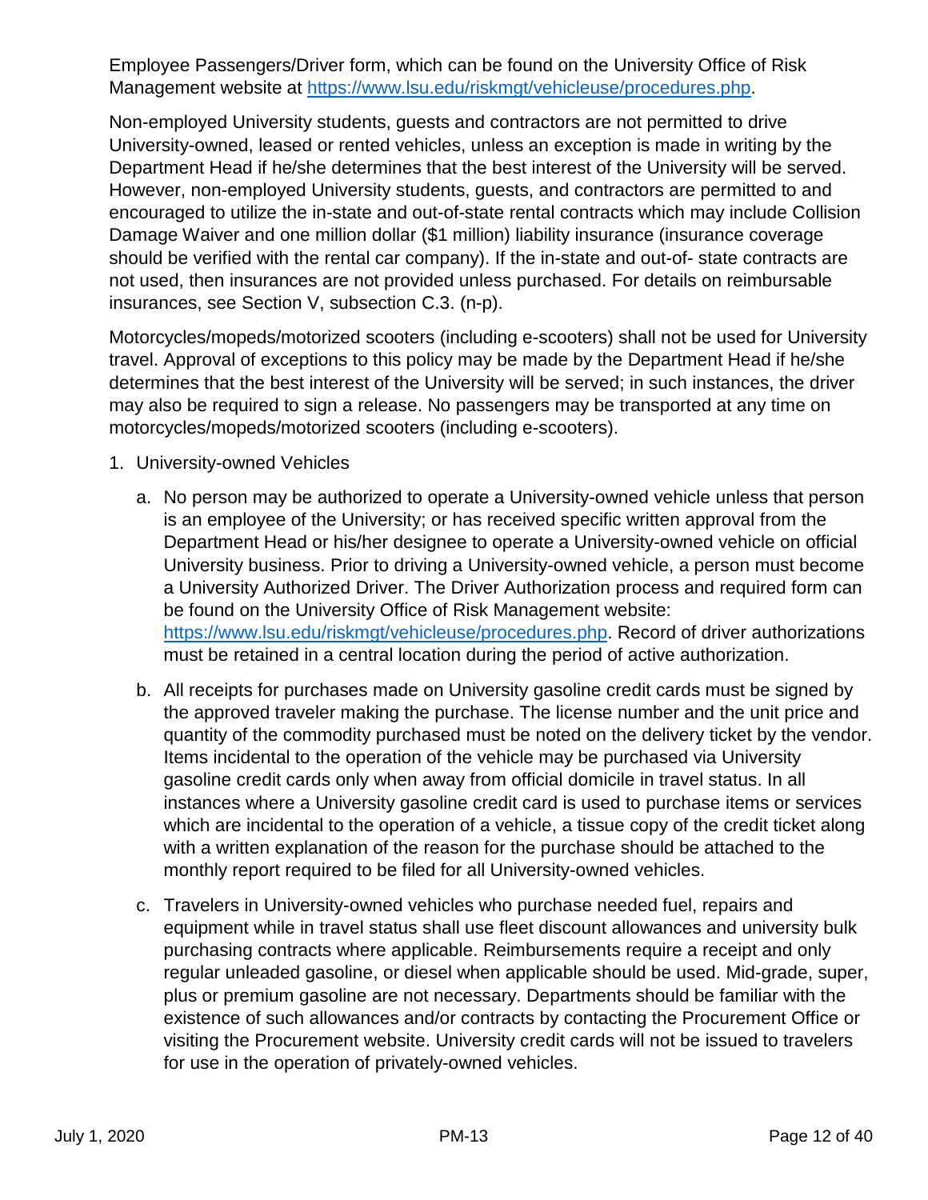Employee Passengers/Driver form, which can be found on the University Office of Risk Management website at [https://www.lsu.edu/riskmgt/vehicleuse/procedures.php](https://www.lsu.edu/riskmgt/vehicleuse/procedures.php).

Non-employed University students, guests and contractors are not permitted to drive University-owned, leased or rented vehicles, unless an exception is made in writing by the Department Head if he/she determines that the best interest of the University will be served. However, non-employed University students, guests, and contractors are permitted to and encouraged to utilize the in-state and out-of-state rental contracts which may include Collision Damage Waiver and one million dollar ($1 million) liability insurance (insurance coverage should be verified with the rental car company). If the in-state and out-of- state contracts are not used, then insurances are not provided unless purchased. For details on reimbursable insurances, see Section V, subsection C.3. (n-p).

Motorcycles/mopeds/motorized scooters (including e-scooters) shall not be used for University travel. Approval of exceptions to this policy may be made by the Department Head if he/she determines that the best interest of the University will be served; in such instances, the driver may also be required to sign a release. No passengers may be transported at any time on motorcycles/mopeds/motorized scooters (including e-scooters).

1. University-owned Vehicles

   a. No person may be authorized to operate a University-owned vehicle unless that person is an employee of the University; or has received specific written approval from the Department Head or his/her designee to operate a University-owned vehicle on official University business. Prior to driving a University-owned vehicle, a person must become a University Authorized Driver. The Driver Authorization process and required form can be found on the University Office of Risk Management website: [https://www.lsu.edu/riskmgt/vehicleuse/procedures.php](https://www.lsu.edu/riskmgt/vehicleuse/procedures.php). Record of driver authorizations must be retained in a central location during the period of active authorization.

   b. All receipts for purchases made on University gasoline credit cards must be signed by the approved traveler making the purchase. The license number and the unit price and quantity of the commodity purchased must be noted on the delivery ticket by the vendor. Items incidental to the operation of the vehicle may be purchased via University gasoline credit cards only when away from official domicile in travel status. In all instances where a University gasoline credit card is used to purchase items or services which are incidental to the operation of a vehicle, a tissue copy of the credit ticket along with a written explanation of the reason for the purchase should be attached to the monthly report required to be filed for all University-owned vehicles.

   c. Travelers in University-owned vehicles who purchase needed fuel, repairs and equipment while in travel status shall use fleet discount allowances and university bulk purchasing contracts where applicable. Reimbursements require a receipt and only regular unleaded gasoline, or diesel when applicable should be used. Mid-grade, super, plus or premium gasoline are not necessary. Departments should be familiar with the existence of such allowances and/or contracts by contacting the Procurement Office or visiting the Procurement website. University credit cards will not be issued to travelers for use in the operation of privately-owned vehicles.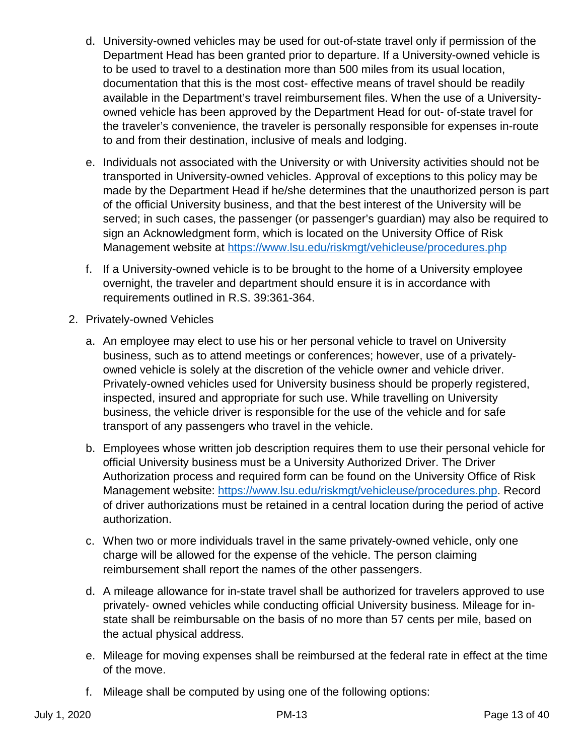d. University-owned vehicles may be used for out-of-state travel only if permission of the Department Head has been granted prior to departure. If a University-owned vehicle is to be used to travel to a destination more than 500 miles from its usual location, documentation that this is the most cost- effective means of travel should be readily available in the Department's travel reimbursement files. When the use of a University-owned vehicle has been approved by the Department Head for out- of-state travel for the traveler's convenience, the traveler is personally responsible for expenses in-route to and from their destination, inclusive of meals and lodging.

e. Individuals not associated with the University or with University activities should not be transported in University-owned vehicles. Approval of exceptions to this policy may be made by the Department Head if he/she determines that the unauthorized person is part of the official University business, and that the best interest of the University will be served; in such cases, the passenger (or passenger's guardian) may also be required to sign an Acknowledgment form, which is located on the University Office of Risk Management website at https://www.lsu.edu/riskmgt/vehicleuse/procedures.php

f. If a University-owned vehicle is to be brought to the home of a University employee overnight, the traveler and department should ensure it is in accordance with requirements outlined in R.S. 39:361-364.

2. Privately-owned Vehicles

   a. An employee may elect to use his or her personal vehicle to travel on University business, such as to attend meetings or conferences; however, use of a privately-owned vehicle is solely at the discretion of the vehicle owner and vehicle driver. Privately-owned vehicles used for University business should be properly registered, inspected, insured and appropriate for such use. While travelling on University business, the vehicle driver is responsible for the use of the vehicle and for safe transport of any passengers who travel in the vehicle.

   b. Employees whose written job description requires them to use their personal vehicle for official University business must be a University Authorized Driver. The Driver Authorization process and required form can be found on the University Office of Risk Management website: https://www.lsu.edu/riskmgt/vehicleuse/procedures.php. Record of driver authorizations must be retained in a central location during the period of active authorization.

   c. When two or more individuals travel in the same privately-owned vehicle, only one charge will be allowed for the expense of the vehicle. The person claiming reimbursement shall report the names of the other passengers.

   d. A mileage allowance for in-state travel shall be authorized for travelers approved to use privately- owned vehicles while conducting official University business. Mileage for in-state shall be reimbursable on the basis of no more than 57 cents per mile, based on the actual physical address.

   e. Mileage for moving expenses shall be reimbursed at the federal rate in effect at the time of the move.

   f. Mileage shall be computed by using one of the following options: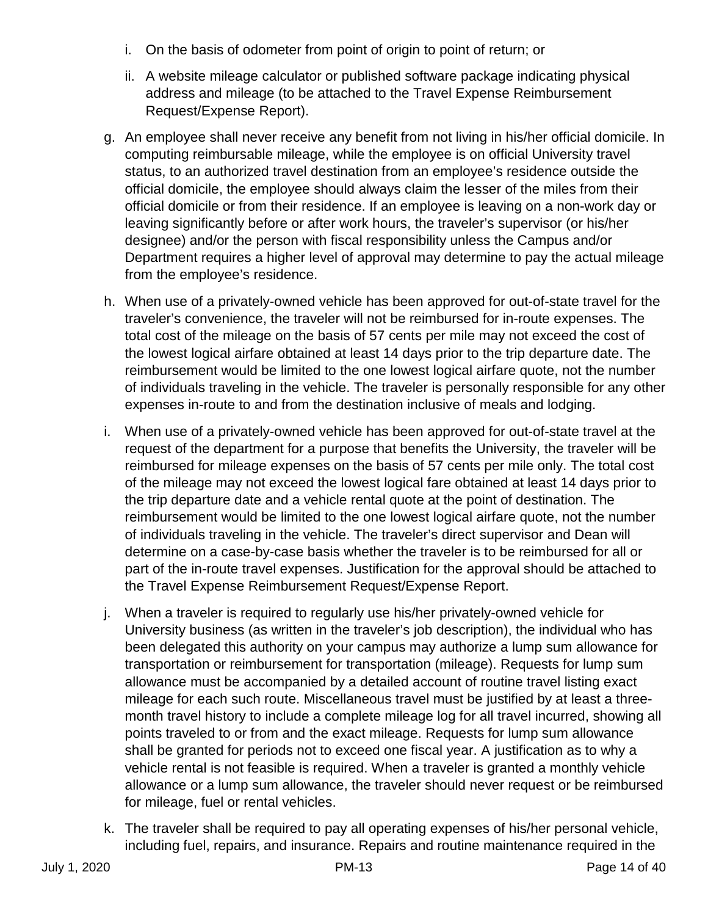i. On the basis of odometer from point of origin to point of return; or

   ii. A website mileage calculator or published software package indicating physical address and mileage (to be attached to the Travel Expense Reimbursement Request/Expense Report).

g. An employee shall never receive any benefit from not living in his/her official domicile. In computing reimbursable mileage, while the employee is on official University travel status, to an authorized travel destination from an employee's residence outside the official domicile, the employee should always claim the lesser of the miles from their official domicile or from their residence. If an employee is leaving on a non-work day or leaving significantly before or after work hours, the traveler's supervisor (or his/her designee) and/or the person with fiscal responsibility unless the Campus and/or Department requires a higher level of approval may determine to pay the actual mileage from the employee's residence.

h. When use of a privately-owned vehicle has been approved for out-of-state travel for the traveler's convenience, the traveler will not be reimbursed for in-route expenses. The total cost of the mileage on the basis of 57 cents per mile may not exceed the cost of the lowest logical airfare obtained at least 14 days prior to the trip departure date. The reimbursement would be limited to the one lowest logical airfare quote, not the number of individuals traveling in the vehicle. The traveler is personally responsible for any other expenses in-route to and from the destination inclusive of meals and lodging.

i. When use of a privately-owned vehicle has been approved for out-of-state travel at the request of the department for a purpose that benefits the University, the traveler will be reimbursed for mileage expenses on the basis of 57 cents per mile only. The total cost of the mileage may not exceed the lowest logical fare obtained at least 14 days prior to the trip departure date and a vehicle rental quote at the point of destination. The reimbursement would be limited to the one lowest logical airfare quote, not the number of individuals traveling in the vehicle. The traveler's direct supervisor and Dean will determine on a case-by-case basis whether the traveler is to be reimbursed for all or part of the in-route travel expenses. Justification for the approval should be attached to the Travel Expense Reimbursement Request/Expense Report.

j. When a traveler is required to regularly use his/her privately-owned vehicle for University business (as written in the traveler's job description), the individual who has been delegated this authority on your campus may authorize a lump sum allowance for transportation or reimbursement for transportation (mileage). Requests for lump sum allowance must be accompanied by a detailed account of routine travel listing exact mileage for each such route. Miscellaneous travel must be justified by at least a three-month travel history to include a complete mileage log for all travel incurred, showing all points traveled to or from and the exact mileage. Requests for lump sum allowance shall be granted for periods not to exceed one fiscal year. A justification as to why a vehicle rental is not feasible is required. When a traveler is granted a monthly vehicle allowance or a lump sum allowance, the traveler should never request or be reimbursed for mileage, fuel or rental vehicles.

k. The traveler shall be required to pay all operating expenses of his/her personal vehicle, including fuel, repairs, and insurance. Repairs and routine maintenance required in the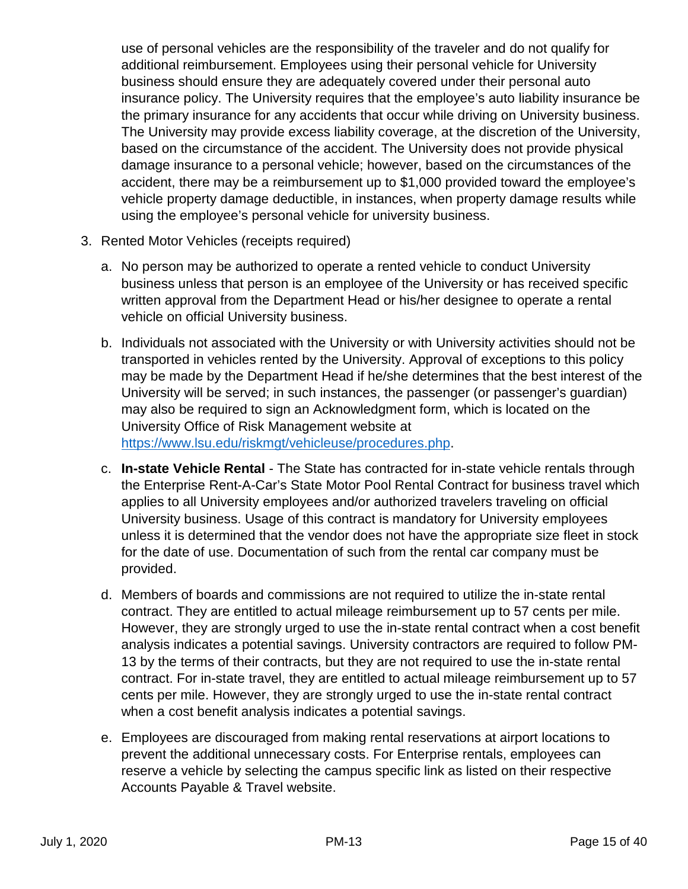use of personal vehicles are the responsibility of the traveler and do not qualify for additional reimbursement. Employees using their personal vehicle for University business should ensure they are adequately covered under their personal auto insurance policy. The University requires that the employee's auto liability insurance be the primary insurance for any accidents that occur while driving on University business. The University may provide excess liability coverage, at the discretion of the University, based on the circumstance of the accident. The University does not provide physical damage insurance to a personal vehicle; however, based on the circumstances of the accident, there may be a reimbursement up to $1,000 provided toward the employee's vehicle property damage deductible, in instances, when property damage results while using the employee's personal vehicle for university business.

3. Rented Motor Vehicles (receipts required)

   a. No person may be authorized to operate a rented vehicle to conduct University business unless that person is an employee of the University or has received specific written approval from the Department Head or his/her designee to operate a rental vehicle on official University business.

   b. Individuals not associated with the University or with University activities should not be transported in vehicles rented by the University. Approval of exceptions to this policy may be made by the Department Head if he/she determines that the best interest of the University will be served; in such instances, the passenger (or passenger's guardian) may also be required to sign an Acknowledgment form, which is located on the University Office of Risk Management website at [https://www.lsu.edu/riskmgt/vehicleuse/procedures.php](https://www.lsu.edu/riskmgt/vehicleuse/procedures.php).

   c. **In-state Vehicle Rental** - The State has contracted for in-state vehicle rentals through the Enterprise Rent-A-Car's State Motor Pool Rental Contract for business travel which applies to all University employees and/or authorized travelers traveling on official University business. Usage of this contract is mandatory for University employees unless it is determined that the vendor does not have the appropriate size fleet in stock for the date of use. Documentation of such from the rental car company must be provided.

   d. Members of boards and commissions are not required to utilize the in-state rental contract. They are entitled to actual mileage reimbursement up to 57 cents per mile. However, they are strongly urged to use the in-state rental contract when a cost benefit analysis indicates a potential savings. University contractors are required to follow PM-13 by the terms of their contracts, but they are not required to use the in-state rental contract. For in-state travel, they are entitled to actual mileage reimbursement up to 57 cents per mile. However, they are strongly urged to use the in-state rental contract when a cost benefit analysis indicates a potential savings.

   e. Employees are discouraged from making rental reservations at airport locations to prevent the additional unnecessary costs. For Enterprise rentals, employees can reserve a vehicle by selecting the campus specific link as listed on their respective Accounts Payable & Travel website.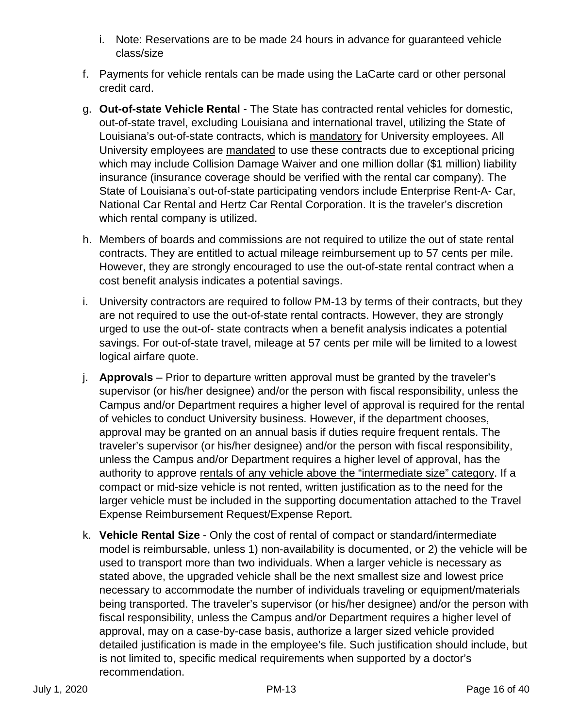i. Note: Reservations are to be made 24 hours in advance for guaranteed vehicle class/size

f. Payments for vehicle rentals can be made using the LaCarte card or other personal credit card.

g. **Out-of-state Vehicle Rental** - The State has contracted rental vehicles for domestic, out-of-state travel, excluding Louisiana and international travel, utilizing the State of Louisiana's out-of-state contracts, which is mandatory for University employees. All University employees are mandated to use these contracts due to exceptional pricing which may include Collision Damage Waiver and one million dollar ($1 million) liability insurance (insurance coverage should be verified with the rental car company). The State of Louisiana's out-of-state participating vendors include Enterprise Rent-A- Car, National Car Rental and Hertz Car Rental Corporation. It is the traveler's discretion which rental company is utilized.

h. Members of boards and commissions are not required to utilize the out of state rental contracts. They are entitled to actual mileage reimbursement up to 57 cents per mile. However, they are strongly encouraged to use the out-of-state rental contract when a cost benefit analysis indicates a potential savings.

i. University contractors are required to follow PM-13 by terms of their contracts, but they are not required to use the out-of-state rental contracts. However, they are strongly urged to use the out-of- state contracts when a benefit analysis indicates a potential savings. For out-of-state travel, mileage at 57 cents per mile will be limited to a lowest logical airfare quote.

j. **Approvals** – Prior to departure written approval must be granted by the traveler's supervisor (or his/her designee) and/or the person with fiscal responsibility, unless the Campus and/or Department requires a higher level of approval is required for the rental of vehicles to conduct University business. However, if the department chooses, approval may be granted on an annual basis if duties require frequent rentals. The traveler's supervisor (or his/her designee) and/or the person with fiscal responsibility, unless the Campus and/or Department requires a higher level of approval, has the authority to approve rentals of any vehicle above the "intermediate size" category. If a compact or mid-size vehicle is not rented, written justification as to the need for the larger vehicle must be included in the supporting documentation attached to the Travel Expense Reimbursement Request/Expense Report.

k. **Vehicle Rental Size** - Only the cost of rental of compact or standard/intermediate model is reimbursable, unless 1) non-availability is documented, or 2) the vehicle will be used to transport more than two individuals. When a larger vehicle is necessary as stated above, the upgraded vehicle shall be the next smallest size and lowest price necessary to accommodate the number of individuals traveling or equipment/materials being transported. The traveler's supervisor (or his/her designee) and/or the person with fiscal responsibility, unless the Campus and/or Department requires a higher level of approval, may on a case-by-case basis, authorize a larger sized vehicle provided detailed justification is made in the employee's file. Such justification should include, but is not limited to, specific medical requirements when supported by a doctor's recommendation.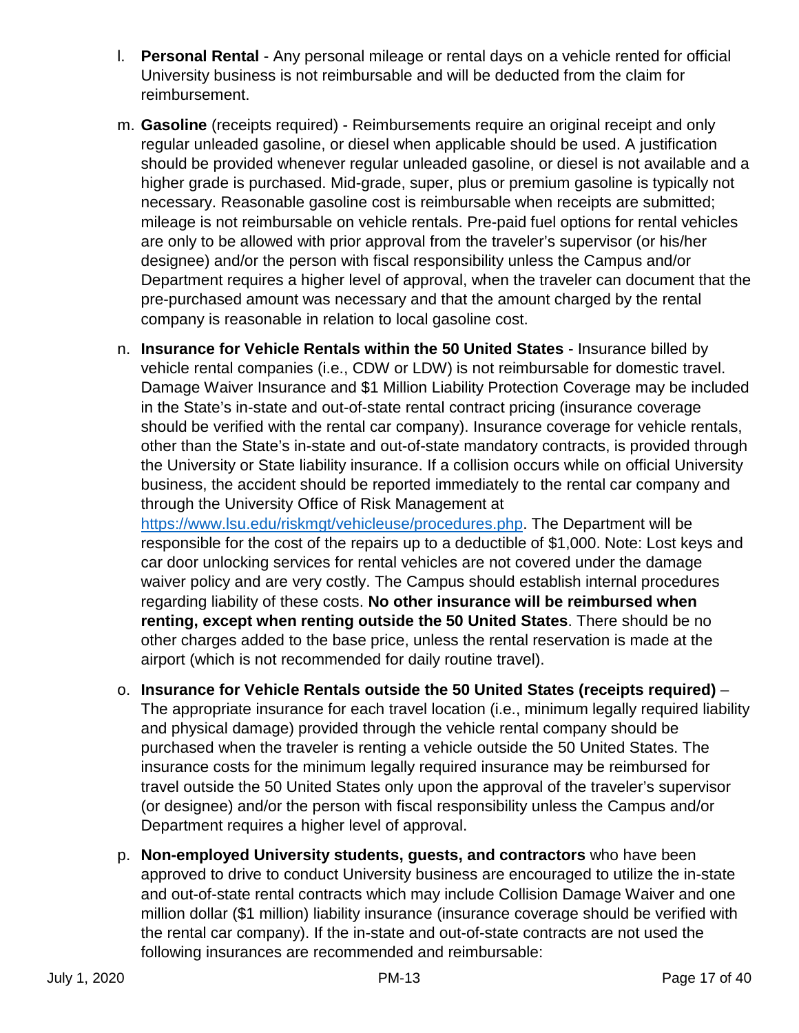l. **Personal Rental** - Any personal mileage or rental days on a vehicle rented for official University business is not reimbursable and will be deducted from the claim for reimbursement.

m. **Gasoline** (receipts required) - Reimbursements require an original receipt and only regular unleaded gasoline, or diesel when applicable should be used. A justification should be provided whenever regular unleaded gasoline, or diesel is not available and a higher grade is purchased. Mid-grade, super, plus or premium gasoline is typically not necessary. Reasonable gasoline cost is reimbursable when receipts are submitted; mileage is not reimbursable on vehicle rentals. Pre-paid fuel options for rental vehicles are only to be allowed with prior approval from the traveler's supervisor (or his/her designee) and/or the person with fiscal responsibility unless the Campus and/or Department requires a higher level of approval, when the traveler can document that the pre-purchased amount was necessary and that the amount charged by the rental company is reasonable in relation to local gasoline cost.

n. **Insurance for Vehicle Rentals within the 50 United States** - Insurance billed by vehicle rental companies (i.e., CDW or LDW) is not reimbursable for domestic travel. Damage Waiver Insurance and $1 Million Liability Protection Coverage may be included in the State's in-state and out-of-state rental contract pricing (insurance coverage should be verified with the rental car company). Insurance coverage for vehicle rentals, other than the State's in-state and out-of-state mandatory contracts, is provided through the University or State liability insurance. If a collision occurs while on official University business, the accident should be reported immediately to the rental car company and through the University Office of Risk Management at https://www.lsu.edu/riskmgt/vehicleuse/procedures.php. The Department will be responsible for the cost of the repairs up to a deductible of $1,000. Note: Lost keys and car door unlocking services for rental vehicles are not covered under the damage waiver policy and are very costly. The Campus should establish internal procedures regarding liability of these costs. **No other insurance will be reimbursed when renting, except when renting outside the 50 United States**. There should be no other charges added to the base price, unless the rental reservation is made at the airport (which is not recommended for daily routine travel).

o. **Insurance for Vehicle Rentals outside the 50 United States (receipts required)** – The appropriate insurance for each travel location (i.e., minimum legally required liability and physical damage) provided through the vehicle rental company should be purchased when the traveler is renting a vehicle outside the 50 United States. The insurance costs for the minimum legally required insurance may be reimbursed for travel outside the 50 United States only upon the approval of the traveler's supervisor (or designee) and/or the person with fiscal responsibility unless the Campus and/or Department requires a higher level of approval.

p. **Non-employed University students, guests, and contractors** who have been approved to drive to conduct University business are encouraged to utilize the in-state and out-of-state rental contracts which may include Collision Damage Waiver and one million dollar ($1 million) liability insurance (insurance coverage should be verified with the rental car company). If the in-state and out-of-state contracts are not used the following insurances are recommended and reimbursable: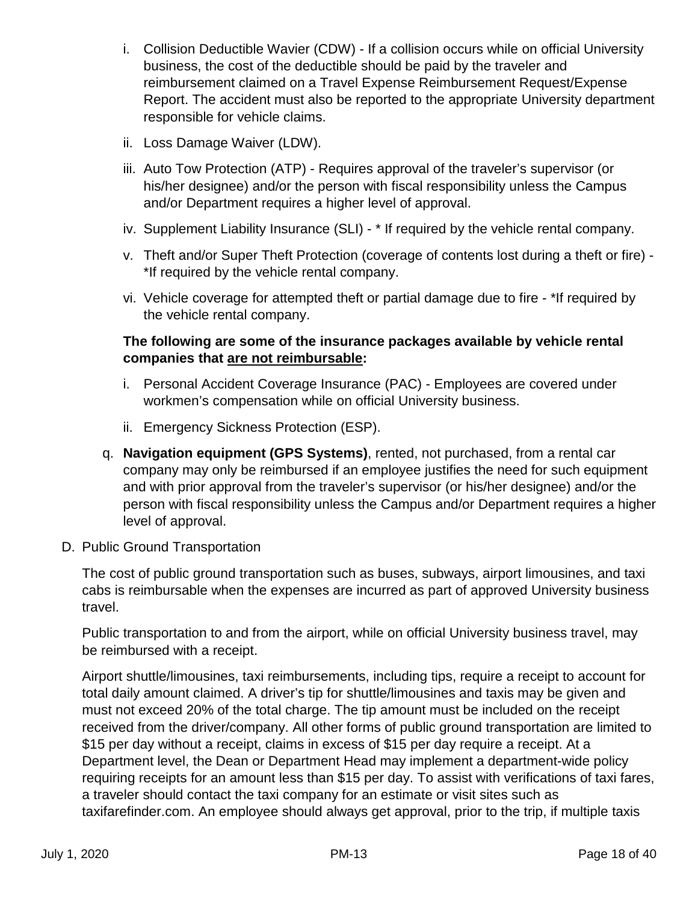i. Collision Deductible Wavier (CDW) - If a collision occurs while on official University business, the cost of the deductible should be paid by the traveler and reimbursement claimed on a Travel Expense Reimbursement Request/Expense Report. The accident must also be reported to the appropriate University department responsible for vehicle claims.

ii. Loss Damage Waiver (LDW).

iii. Auto Tow Protection (ATP) - Requires approval of the traveler's supervisor (or his/her designee) and/or the person with fiscal responsibility unless the Campus and/or Department requires a higher level of approval.

iv. Supplement Liability Insurance (SLI) - * If required by the vehicle rental company.

v. Theft and/or Super Theft Protection (coverage of contents lost during a theft or fire) - *If required by the vehicle rental company.

vi. Vehicle coverage for attempted theft or partial damage due to fire - *If required by the vehicle rental company.

**The following are some of the insurance packages available by vehicle rental companies that <u>are not reimbursable</u>:**

i. Personal Accident Coverage Insurance (PAC) - Employees are covered under workmen's compensation while on official University business.

ii. Emergency Sickness Protection (ESP).

q. **Navigation equipment (GPS Systems)**, rented, not purchased, from a rental car company may only be reimbursed if an employee justifies the need for such equipment and with prior approval from the traveler's supervisor (or his/her designee) and/or the person with fiscal responsibility unless the Campus and/or Department requires a higher level of approval.

D. Public Ground Transportation

The cost of public ground transportation such as buses, subways, airport limousines, and taxi cabs is reimbursable when the expenses are incurred as part of approved University business travel.

Public transportation to and from the airport, while on official University business travel, may be reimbursed with a receipt.

Airport shuttle/limousines, taxi reimbursements, including tips, require a receipt to account for total daily amount claimed. A driver's tip for shuttle/limousines and taxis may be given and must not exceed 20% of the total charge. The tip amount must be included on the receipt received from the driver/company. All other forms of public ground transportation are limited to $15 per day without a receipt, claims in excess of $15 per day require a receipt. At a Department level, the Dean or Department Head may implement a department-wide policy requiring receipts for an amount less than $15 per day. To assist with verifications of taxi fares, a traveler should contact the taxi company for an estimate or visit sites such as taxifarefinder.com. An employee should always get approval, prior to the trip, if multiple taxis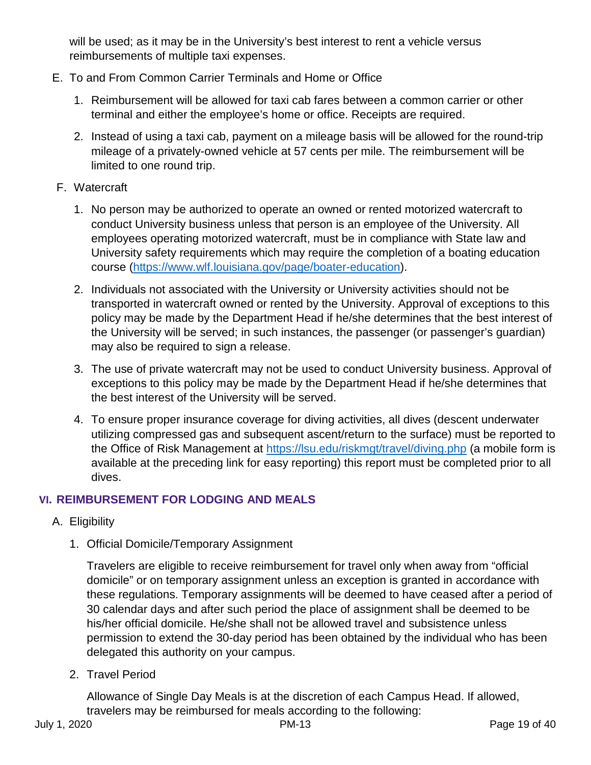will be used; as it may be in the University's best interest to rent a vehicle versus reimbursements of multiple taxi expenses.

E. To and From Common Carrier Terminals and Home or Office

1. Reimbursement will be allowed for taxi cab fares between a common carrier or other terminal and either the employee's home or office. Receipts are required.

2. Instead of using a taxi cab, payment on a mileage basis will be allowed for the round-trip mileage of a privately-owned vehicle at 57 cents per mile. The reimbursement will be limited to one round trip.

F. Watercraft

1. No person may be authorized to operate an owned or rented motorized watercraft to conduct University business unless that person is an employee of the University. All employees operating motorized watercraft, must be in compliance with State law and University safety requirements which may require the completion of a boating education course (https://www.wlf.louisiana.gov/page/boater-education).

2. Individuals not associated with the University or University activities should not be transported in watercraft owned or rented by the University. Approval of exceptions to this policy may be made by the Department Head if he/she determines that the best interest of the University will be served; in such instances, the passenger (or passenger's guardian) may also be required to sign a release.

3. The use of private watercraft may not be used to conduct University business. Approval of exceptions to this policy may be made by the Department Head if he/she determines that the best interest of the University will be served.

4. To ensure proper insurance coverage for diving activities, all dives (descent underwater utilizing compressed gas and subsequent ascent/return to the surface) must be reported to the Office of Risk Management at https://lsu.edu/riskmgt/travel/diving.php (a mobile form is available at the preceding link for easy reporting) this report must be completed prior to all dives.

## VI. REIMBURSEMENT FOR LODGING AND MEALS

A. Eligibility

1. Official Domicile/Temporary Assignment

   Travelers are eligible to receive reimbursement for travel only when away from "official domicile" or on temporary assignment unless an exception is granted in accordance with these regulations. Temporary assignments will be deemed to have ceased after a period of 30 calendar days and after such period the place of assignment shall be deemed to be his/her official domicile. He/she shall not be allowed travel and subsistence unless permission to extend the 30-day period has been obtained by the individual who has been delegated this authority on your campus.

2. Travel Period

   Allowance of Single Day Meals is at the discretion of each Campus Head. If allowed, travelers may be reimbursed for meals according to the following: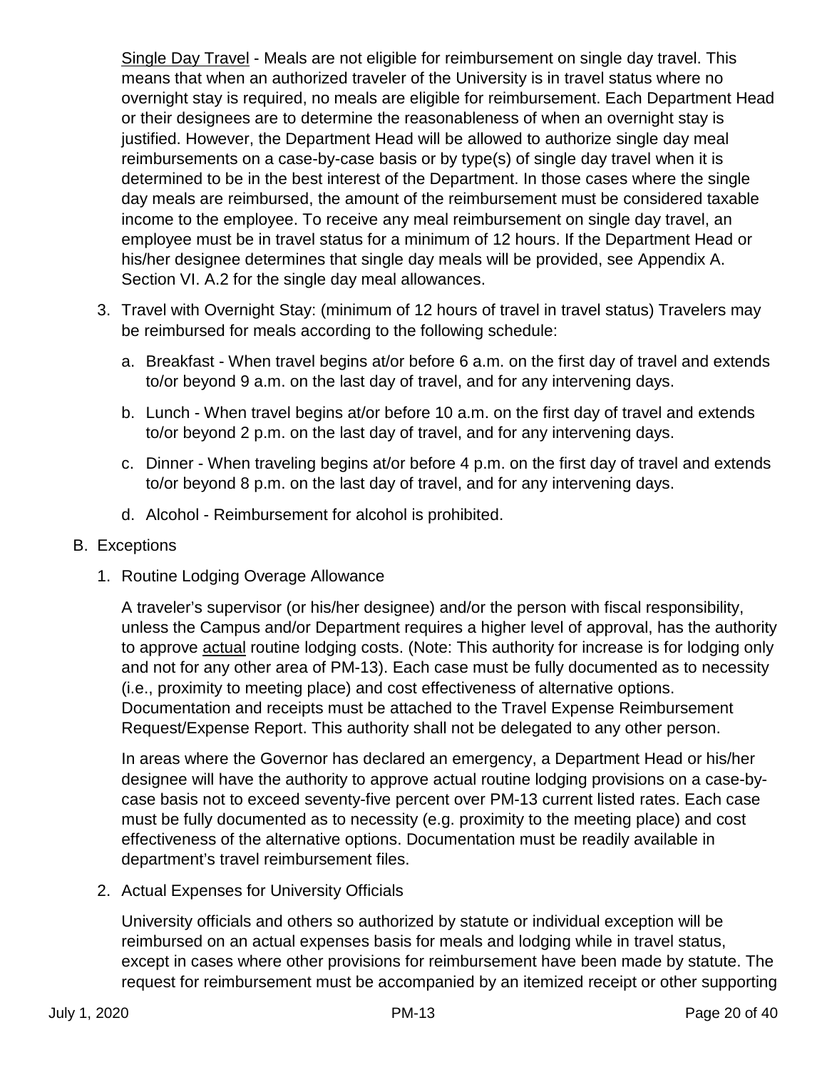Single Day Travel - Meals are not eligible for reimbursement on single day travel. This means that when an authorized traveler of the University is in travel status where no overnight stay is required, no meals are eligible for reimbursement. Each Department Head or their designees are to determine the reasonableness of when an overnight stay is justified. However, the Department Head will be allowed to authorize single day meal reimbursements on a case-by-case basis or by type(s) of single day travel when it is determined to be in the best interest of the Department. In those cases where the single day meals are reimbursed, the amount of the reimbursement must be considered taxable income to the employee. To receive any meal reimbursement on single day travel, an employee must be in travel status for a minimum of 12 hours. If the Department Head or his/her designee determines that single day meals will be provided, see Appendix A. Section VI. A.2 for the single day meal allowances.

3. Travel with Overnight Stay: (minimum of 12 hours of travel in travel status) Travelers may be reimbursed for meals according to the following schedule:

   a. Breakfast - When travel begins at/or before 6 a.m. on the first day of travel and extends to/or beyond 9 a.m. on the last day of travel, and for any intervening days.

   b. Lunch - When travel begins at/or before 10 a.m. on the first day of travel and extends to/or beyond 2 p.m. on the last day of travel, and for any intervening days.

   c. Dinner - When traveling begins at/or before 4 p.m. on the first day of travel and extends to/or beyond 8 p.m. on the last day of travel, and for any intervening days.

   d. Alcohol - Reimbursement for alcohol is prohibited.

B. Exceptions

1. Routine Lodging Overage Allowance

   A traveler's supervisor (or his/her designee) and/or the person with fiscal responsibility, unless the Campus and/or Department requires a higher level of approval, has the authority to approve actual routine lodging costs. (Note: This authority for increase is for lodging only and not for any other area of PM-13). Each case must be fully documented as to necessity (i.e., proximity to meeting place) and cost effectiveness of alternative options. Documentation and receipts must be attached to the Travel Expense Reimbursement Request/Expense Report. This authority shall not be delegated to any other person.

   In areas where the Governor has declared an emergency, a Department Head or his/her designee will have the authority to approve actual routine lodging provisions on a case-by-case basis not to exceed seventy-five percent over PM-13 current listed rates. Each case must be fully documented as to necessity (e.g. proximity to the meeting place) and cost effectiveness of the alternative options. Documentation must be readily available in department's travel reimbursement files.

2. Actual Expenses for University Officials

   University officials and others so authorized by statute or individual exception will be reimbursed on an actual expenses basis for meals and lodging while in travel status, except in cases where other provisions for reimbursement have been made by statute. The request for reimbursement must be accompanied by an itemized receipt or other supporting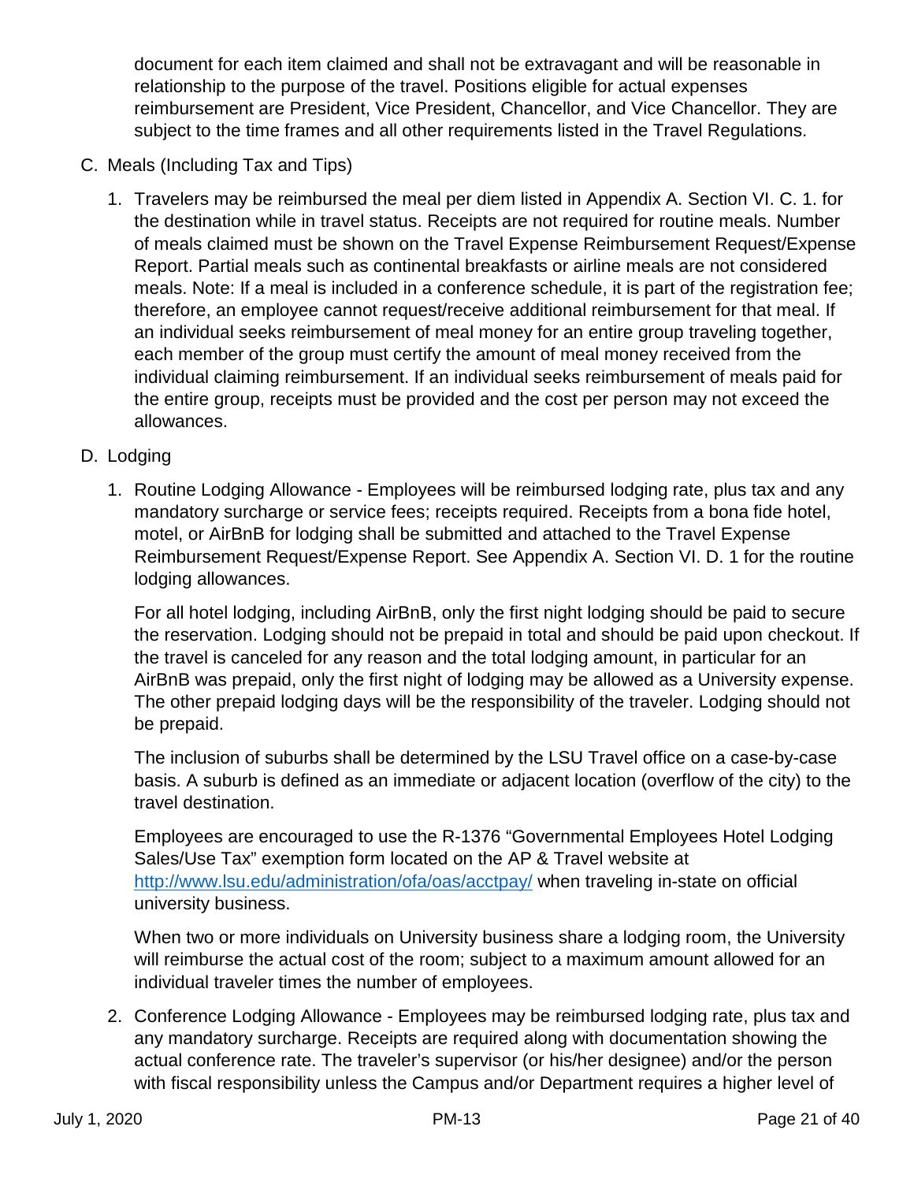document for each item claimed and shall not be extravagant and will be reasonable in relationship to the purpose of the travel. Positions eligible for actual expenses reimbursement are President, Vice President, Chancellor, and Vice Chancellor. They are subject to the time frames and all other requirements listed in the Travel Regulations.

C. Meals (Including Tax and Tips)

   1. Travelers may be reimbursed the meal per diem listed in Appendix A. Section VI. C. 1. for the destination while in travel status. Receipts are not required for routine meals. Number of meals claimed must be shown on the Travel Expense Reimbursement Request/Expense Report. Partial meals such as continental breakfasts or airline meals are not considered meals. Note: If a meal is included in a conference schedule, it is part of the registration fee; therefore, an employee cannot request/receive additional reimbursement for that meal. If an individual seeks reimbursement of meal money for an entire group traveling together, each member of the group must certify the amount of meal money received from the individual claiming reimbursement. If an individual seeks reimbursement of meals paid for the entire group, receipts must be provided and the cost per person may not exceed the allowances.

D. Lodging

   1. Routine Lodging Allowance - Employees will be reimbursed lodging rate, plus tax and any mandatory surcharge or service fees; receipts required. Receipts from a bona fide hotel, motel, or AirBnB for lodging shall be submitted and attached to the Travel Expense Reimbursement Request/Expense Report. See Appendix A. Section VI. D. 1 for the routine lodging allowances.

      For all hotel lodging, including AirBnB, only the first night lodging should be paid to secure the reservation. Lodging should not be prepaid in total and should be paid upon checkout. If the travel is canceled for any reason and the total lodging amount, in particular for an AirBnB was prepaid, only the first night of lodging may be allowed as a University expense. The other prepaid lodging days will be the responsibility of the traveler. Lodging should not be prepaid.

      The inclusion of suburbs shall be determined by the LSU Travel office on a case-by-case basis. A suburb is defined as an immediate or adjacent location (overflow of the city) to the travel destination.

      Employees are encouraged to use the R-1376 "Governmental Employees Hotel Lodging Sales/Use Tax" exemption form located on the AP & Travel website at http://www.lsu.edu/administration/ofa/oas/acctpay/ when traveling in-state on official university business.

      When two or more individuals on University business share a lodging room, the University will reimburse the actual cost of the room; subject to a maximum amount allowed for an individual traveler times the number of employees.

   2. Conference Lodging Allowance - Employees may be reimbursed lodging rate, plus tax and any mandatory surcharge. Receipts are required along with documentation showing the actual conference rate. The traveler's supervisor (or his/her designee) and/or the person with fiscal responsibility unless the Campus and/or Department requires a higher level of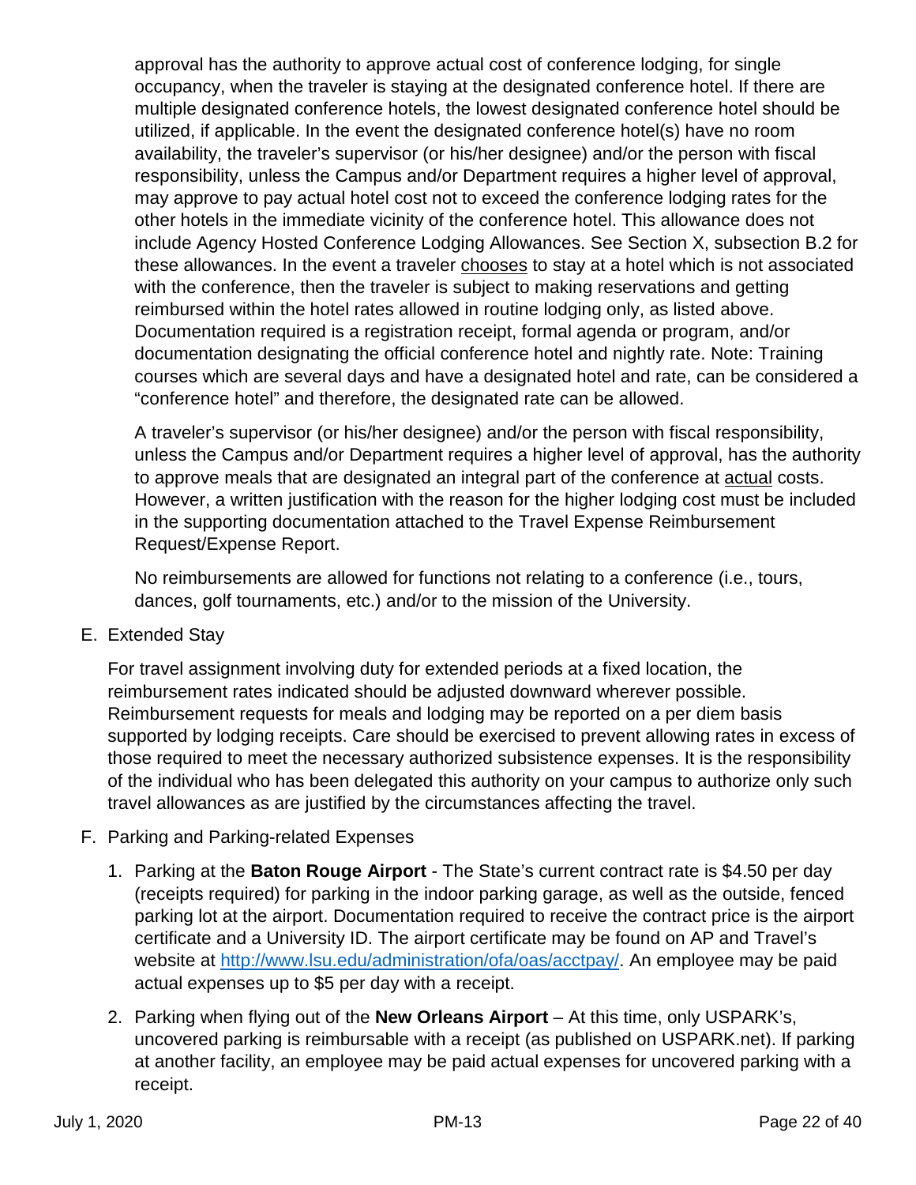approval has the authority to approve actual cost of conference lodging, for single occupancy, when the traveler is staying at the designated conference hotel. If there are multiple designated conference hotels, the lowest designated conference hotel should be utilized, if applicable. In the event the designated conference hotel(s) have no room availability, the traveler's supervisor (or his/her designee) and/or the person with fiscal responsibility, unless the Campus and/or Department requires a higher level of approval, may approve to pay actual hotel cost not to exceed the conference lodging rates for the other hotels in the immediate vicinity of the conference hotel. This allowance does not include Agency Hosted Conference Lodging Allowances. See Section X, subsection B.2 for these allowances. In the event a traveler <u>chooses</u> to stay at a hotel which is not associated with the conference, then the traveler is subject to making reservations and getting reimbursed within the hotel rates allowed in routine lodging only, as listed above. Documentation required is a registration receipt, formal agenda or program, and/or documentation designating the official conference hotel and nightly rate. Note: Training courses which are several days and have a designated hotel and rate, can be considered a "conference hotel" and therefore, the designated rate can be allowed.

A traveler's supervisor (or his/her designee) and/or the person with fiscal responsibility, unless the Campus and/or Department requires a higher level of approval, has the authority to approve meals that are designated an integral part of the conference at <u>actual</u> costs. However, a written justification with the reason for the higher lodging cost must be included in the supporting documentation attached to the Travel Expense Reimbursement Request/Expense Report.

No reimbursements are allowed for functions not relating to a conference (i.e., tours, dances, golf tournaments, etc.) and/or to the mission of the University.

E. Extended Stay

For travel assignment involving duty for extended periods at a fixed location, the reimbursement rates indicated should be adjusted downward wherever possible. Reimbursement requests for meals and lodging may be reported on a per diem basis supported by lodging receipts. Care should be exercised to prevent allowing rates in excess of those required to meet the necessary authorized subsistence expenses. It is the responsibility of the individual who has been delegated this authority on your campus to authorize only such travel allowances as are justified by the circumstances affecting the travel.

F. Parking and Parking-related Expenses

1. Parking at the **Baton Rouge Airport** - The State's current contract rate is $4.50 per day (receipts required) for parking in the indoor parking garage, as well as the outside, fenced parking lot at the airport. Documentation required to receive the contract price is the airport certificate and a University ID. The airport certificate may be found on AP and Travel's website at [http://www.lsu.edu/administration/ofa/oas/acctpay/](http://www.lsu.edu/administration/ofa/oas/acctpay/). An employee may be paid actual expenses up to $5 per day with a receipt.
2. Parking when flying out of the **New Orleans Airport** – At this time, only USPARK's, uncovered parking is reimbursable with a receipt (as published on USPARK.net). If parking at another facility, an employee may be paid actual expenses for uncovered parking with a receipt.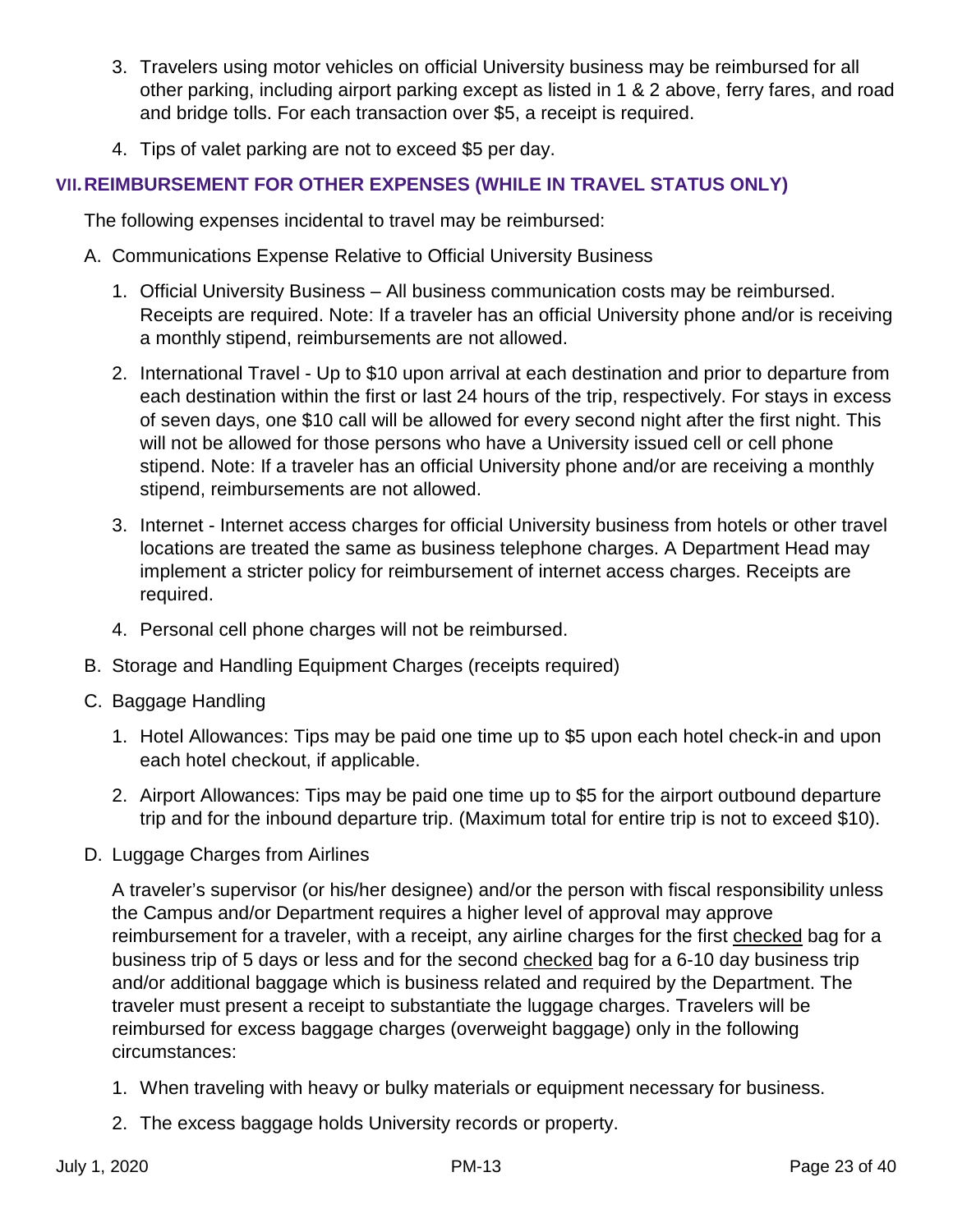3. Travelers using motor vehicles on official University business may be reimbursed for all other parking, including airport parking except as listed in 1 & 2 above, ferry fares, and road and bridge tolls. For each transaction over $5, a receipt is required.

4. Tips of valet parking are not to exceed $5 per day.

## VII. REIMBURSEMENT FOR OTHER EXPENSES (WHILE IN TRAVEL STATUS ONLY)

The following expenses incidental to travel may be reimbursed:

A. Communications Expense Relative to Official University Business

1. Official University Business – All business communication costs may be reimbursed. Receipts are required. Note: If a traveler has an official University phone and/or is receiving a monthly stipend, reimbursements are not allowed.

2. International Travel - Up to $10 upon arrival at each destination and prior to departure from each destination within the first or last 24 hours of the trip, respectively. For stays in excess of seven days, one $10 call will be allowed for every second night after the first night. This will not be allowed for those persons who have a University issued cell or cell phone stipend. Note: If a traveler has an official University phone and/or are receiving a monthly stipend, reimbursements are not allowed.

3. Internet - Internet access charges for official University business from hotels or other travel locations are treated the same as business telephone charges. A Department Head may implement a stricter policy for reimbursement of internet access charges. Receipts are required.

4. Personal cell phone charges will not be reimbursed.

B. Storage and Handling Equipment Charges (receipts required)

C. Baggage Handling

1. Hotel Allowances: Tips may be paid one time up to $5 upon each hotel check-in and upon each hotel checkout, if applicable.

2. Airport Allowances: Tips may be paid one time up to $5 for the airport outbound departure trip and for the inbound departure trip. (Maximum total for entire trip is not to exceed $10).

D. Luggage Charges from Airlines

A traveler's supervisor (or his/her designee) and/or the person with fiscal responsibility unless the Campus and/or Department requires a higher level of approval may approve reimbursement for a traveler, with a receipt, any airline charges for the first checked bag for a business trip of 5 days or less and for the second checked bag for a 6-10 day business trip and/or additional baggage which is business related and required by the Department. The traveler must present a receipt to substantiate the luggage charges. Travelers will be reimbursed for excess baggage charges (overweight baggage) only in the following circumstances:

1. When traveling with heavy or bulky materials or equipment necessary for business.

2. The excess baggage holds University records or property.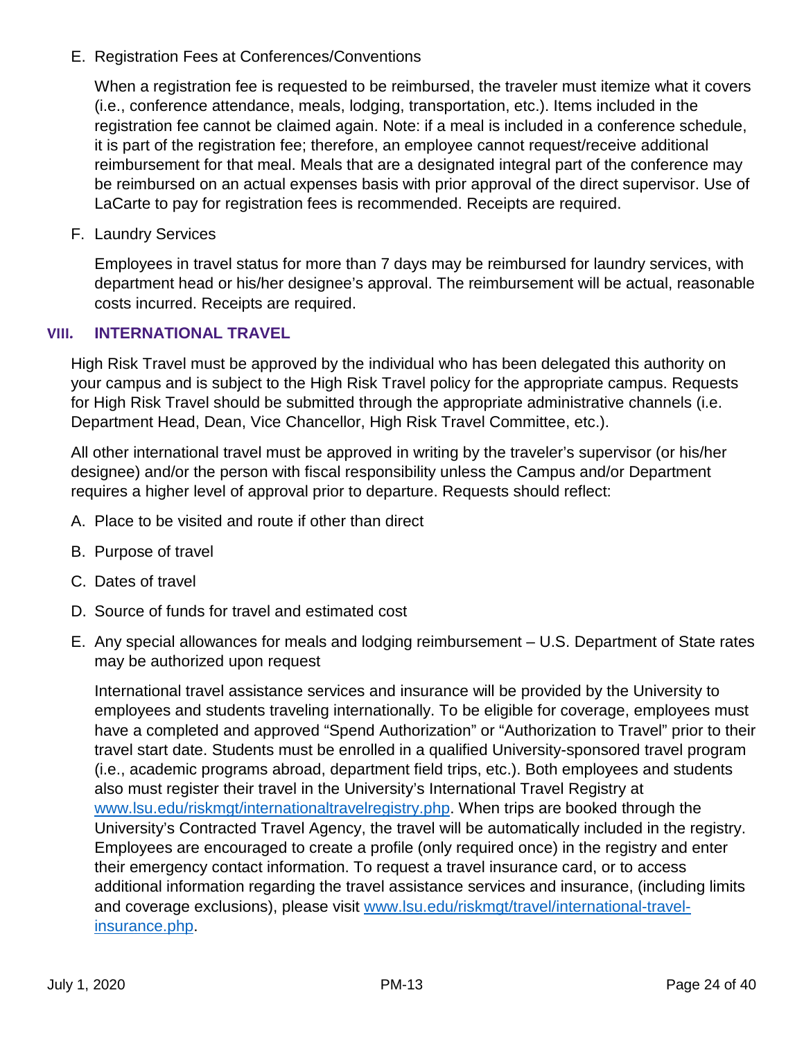E. Registration Fees at Conferences/Conventions

   When a registration fee is requested to be reimbursed, the traveler must itemize what it covers (i.e., conference attendance, meals, lodging, transportation, etc.). Items included in the registration fee cannot be claimed again. Note: if a meal is included in a conference schedule, it is part of the registration fee; therefore, an employee cannot request/receive additional reimbursement for that meal. Meals that are a designated integral part of the conference may be reimbursed on an actual expenses basis with prior approval of the direct supervisor. Use of LaCarte to pay for registration fees is recommended. Receipts are required.

F. Laundry Services

   Employees in travel status for more than 7 days may be reimbursed for laundry services, with department head or his/her designee's approval. The reimbursement will be actual, reasonable costs incurred. Receipts are required.

## VIII. INTERNATIONAL TRAVEL

High Risk Travel must be approved by the individual who has been delegated this authority on your campus and is subject to the High Risk Travel policy for the appropriate campus. Requests for High Risk Travel should be submitted through the appropriate administrative channels (i.e. Department Head, Dean, Vice Chancellor, High Risk Travel Committee, etc.).

All other international travel must be approved in writing by the traveler's supervisor (or his/her designee) and/or the person with fiscal responsibility unless the Campus and/or Department requires a higher level of approval prior to departure. Requests should reflect:

A. Place to be visited and route if other than direct

B. Purpose of travel

C. Dates of travel

D. Source of funds for travel and estimated cost

E. Any special allowances for meals and lodging reimbursement – U.S. Department of State rates may be authorized upon request

   International travel assistance services and insurance will be provided by the University to employees and students traveling internationally. To be eligible for coverage, employees must have a completed and approved "Spend Authorization" or "Authorization to Travel" prior to their travel start date. Students must be enrolled in a qualified University-sponsored travel program (i.e., academic programs abroad, department field trips, etc.). Both employees and students also must register their travel in the University's International Travel Registry at [www.lsu.edu/riskmgt/internationaltravelregistry.php](www.lsu.edu/riskmgt/internationaltravelregistry.php). When trips are booked through the University's Contracted Travel Agency, the travel will be automatically included in the registry. Employees are encouraged to create a profile (only required once) in the registry and enter their emergency contact information. To request a travel insurance card, or to access additional information regarding the travel assistance services and insurance, (including limits and coverage exclusions), please visit [www.lsu.edu/riskmgt/travel/international-travel-insurance.php](www.lsu.edu/riskmgt/travel/international-travel-insurance.php).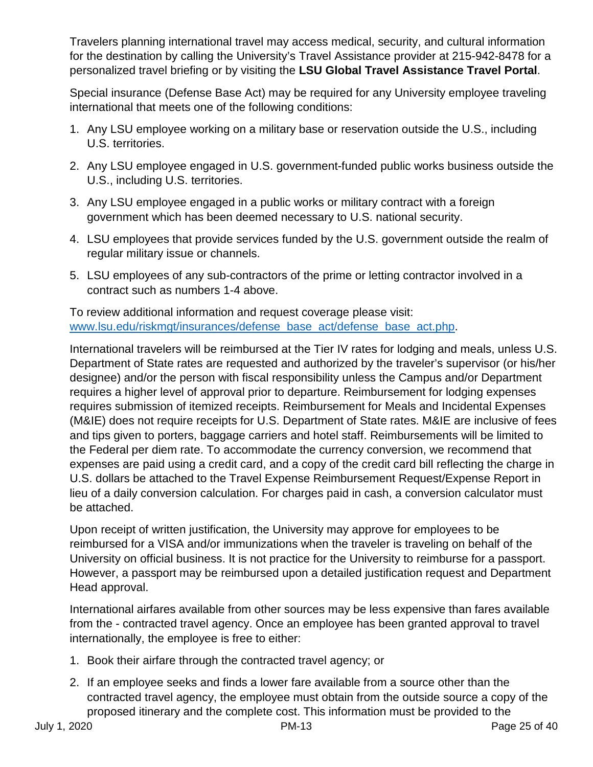Travelers planning international travel may access medical, security, and cultural information for the destination by calling the University's Travel Assistance provider at 215-942-8478 for a personalized travel briefing or by visiting the **LSU Global Travel Assistance Travel Portal**.

Special insurance (Defense Base Act) may be required for any University employee traveling international that meets one of the following conditions:

1. Any LSU employee working on a military base or reservation outside the U.S., including U.S. territories.
2. Any LSU employee engaged in U.S. government-funded public works business outside the U.S., including U.S. territories.
3. Any LSU employee engaged in a public works or military contract with a foreign government which has been deemed necessary to U.S. national security.
4. LSU employees that provide services funded by the U.S. government outside the realm of regular military issue or channels.
5. LSU employees of any sub-contractors of the prime or letting contractor involved in a contract such as numbers 1-4 above.

To review additional information and request coverage please visit: [www.lsu.edu/riskmgt/insurances/defense_base_act/defense_base_act.php](www.lsu.edu/riskmgt/insurances/defense_base_act/defense_base_act.php).

International travelers will be reimbursed at the Tier IV rates for lodging and meals, unless U.S. Department of State rates are requested and authorized by the traveler's supervisor (or his/her designee) and/or the person with fiscal responsibility unless the Campus and/or Department requires a higher level of approval prior to departure. Reimbursement for lodging expenses requires submission of itemized receipts. Reimbursement for Meals and Incidental Expenses (M&IE) does not require receipts for U.S. Department of State rates. M&IE are inclusive of fees and tips given to porters, baggage carriers and hotel staff. Reimbursements will be limited to the Federal per diem rate. To accommodate the currency conversion, we recommend that expenses are paid using a credit card, and a copy of the credit card bill reflecting the charge in U.S. dollars be attached to the Travel Expense Reimbursement Request/Expense Report in lieu of a daily conversion calculation. For charges paid in cash, a conversion calculator must be attached.

Upon receipt of written justification, the University may approve for employees to be reimbursed for a VISA and/or immunizations when the traveler is traveling on behalf of the University on official business. It is not practice for the University to reimburse for a passport. However, a passport may be reimbursed upon a detailed justification request and Department Head approval.

International airfares available from other sources may be less expensive than fares available from the - contracted travel agency. Once an employee has been granted approval to travel internationally, the employee is free to either:

1. Book their airfare through the contracted travel agency; or
2. If an employee seeks and finds a lower fare available from a source other than the contracted travel agency, the employee must obtain from the outside source a copy of the proposed itinerary and the complete cost. This information must be provided to the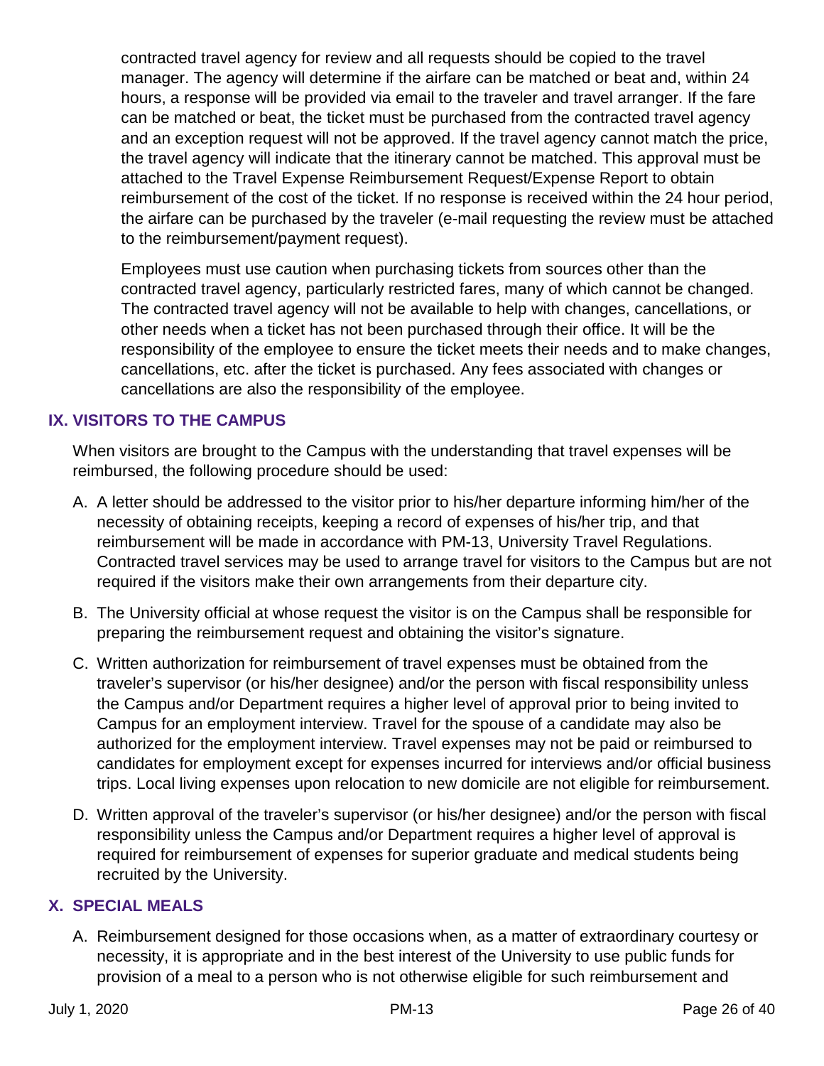contracted travel agency for review and all requests should be copied to the travel manager. The agency will determine if the airfare can be matched or beat and, within 24 hours, a response will be provided via email to the traveler and travel arranger. If the fare can be matched or beat, the ticket must be purchased from the contracted travel agency and an exception request will not be approved. If the travel agency cannot match the price, the travel agency will indicate that the itinerary cannot be matched. This approval must be attached to the Travel Expense Reimbursement Request/Expense Report to obtain reimbursement of the cost of the ticket. If no response is received within the 24 hour period, the airfare can be purchased by the traveler (e-mail requesting the review must be attached to the reimbursement/payment request).

Employees must use caution when purchasing tickets from sources other than the contracted travel agency, particularly restricted fares, many of which cannot be changed. The contracted travel agency will not be available to help with changes, cancellations, or other needs when a ticket has not been purchased through their office. It will be the responsibility of the employee to ensure the ticket meets their needs and to make changes, cancellations, etc. after the ticket is purchased. Any fees associated with changes or cancellations are also the responsibility of the employee.

## IX. VISITORS TO THE CAMPUS

When visitors are brought to the Campus with the understanding that travel expenses will be reimbursed, the following procedure should be used:

A. A letter should be addressed to the visitor prior to his/her departure informing him/her of the necessity of obtaining receipts, keeping a record of expenses of his/her trip, and that reimbursement will be made in accordance with PM-13, University Travel Regulations. Contracted travel services may be used to arrange travel for visitors to the Campus but are not required if the visitors make their own arrangements from their departure city.

B. The University official at whose request the visitor is on the Campus shall be responsible for preparing the reimbursement request and obtaining the visitor's signature.

C. Written authorization for reimbursement of travel expenses must be obtained from the traveler's supervisor (or his/her designee) and/or the person with fiscal responsibility unless the Campus and/or Department requires a higher level of approval prior to being invited to Campus for an employment interview. Travel for the spouse of a candidate may also be authorized for the employment interview. Travel expenses may not be paid or reimbursed to candidates for employment except for expenses incurred for interviews and/or official business trips. Local living expenses upon relocation to new domicile are not eligible for reimbursement.

D. Written approval of the traveler's supervisor (or his/her designee) and/or the person with fiscal responsibility unless the Campus and/or Department requires a higher level of approval is required for reimbursement of expenses for superior graduate and medical students being recruited by the University.

## X. SPECIAL MEALS

A. Reimbursement designed for those occasions when, as a matter of extraordinary courtesy or necessity, it is appropriate and in the best interest of the University to use public funds for provision of a meal to a person who is not otherwise eligible for such reimbursement and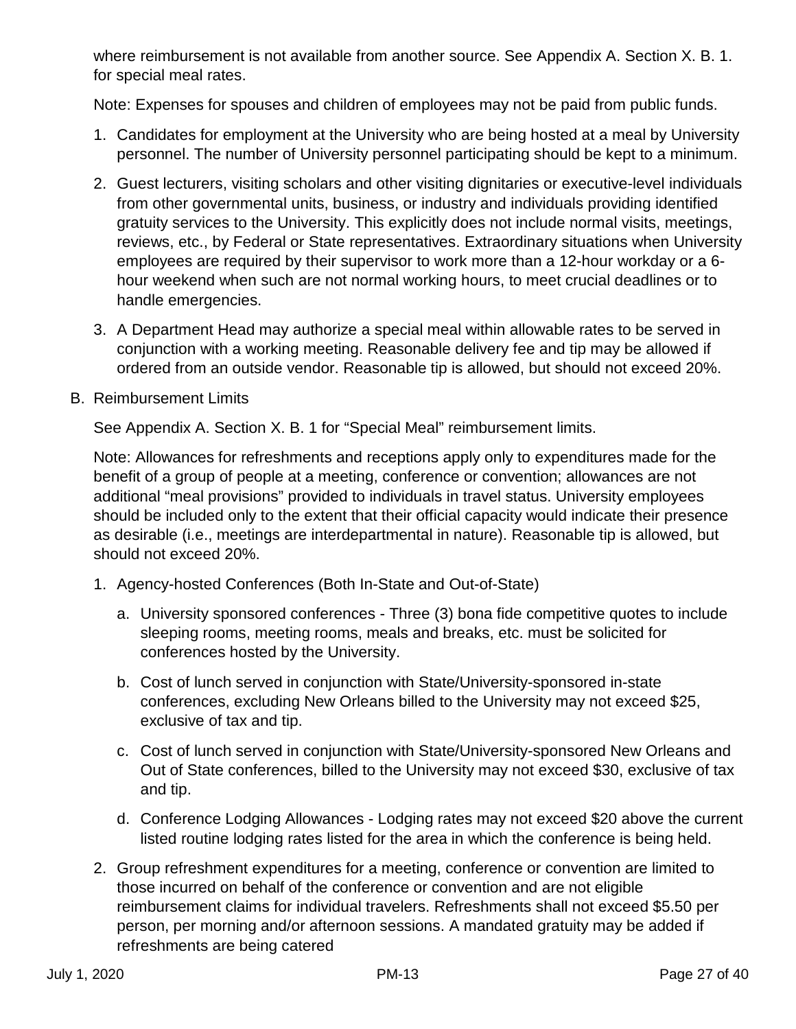where reimbursement is not available from another source. See Appendix A. Section X. B. 1. for special meal rates.

Note: Expenses for spouses and children of employees may not be paid from public funds.

1. Candidates for employment at the University who are being hosted at a meal by University personnel. The number of University personnel participating should be kept to a minimum.
2. Guest lecturers, visiting scholars and other visiting dignitaries or executive-level individuals from other governmental units, business, or industry and individuals providing identified gratuity services to the University. This explicitly does not include normal visits, meetings, reviews, etc., by Federal or State representatives. Extraordinary situations when University employees are required by their supervisor to work more than a 12-hour workday or a 6-hour weekend when such are not normal working hours, to meet crucial deadlines or to handle emergencies.
3. A Department Head may authorize a special meal within allowable rates to be served in conjunction with a working meeting. Reasonable delivery fee and tip may be allowed if ordered from an outside vendor. Reasonable tip is allowed, but should not exceed 20%.

B. Reimbursement Limits

See Appendix A. Section X. B. 1 for "Special Meal" reimbursement limits.

Note: Allowances for refreshments and receptions apply only to expenditures made for the benefit of a group of people at a meeting, conference or convention; allowances are not additional "meal provisions" provided to individuals in travel status. University employees should be included only to the extent that their official capacity would indicate their presence as desirable (i.e., meetings are interdepartmental in nature). Reasonable tip is allowed, but should not exceed 20%.

1. Agency-hosted Conferences (Both In-State and Out-of-State)
   a. University sponsored conferences - Three (3) bona fide competitive quotes to include sleeping rooms, meeting rooms, meals and breaks, etc. must be solicited for conferences hosted by the University.
   b. Cost of lunch served in conjunction with State/University-sponsored in-state conferences, excluding New Orleans billed to the University may not exceed $25, exclusive of tax and tip.
   c. Cost of lunch served in conjunction with State/University-sponsored New Orleans and Out of State conferences, billed to the University may not exceed $30, exclusive of tax and tip.
   d. Conference Lodging Allowances - Lodging rates may not exceed $20 above the current listed routine lodging rates listed for the area in which the conference is being held.
2. Group refreshment expenditures for a meeting, conference or convention are limited to those incurred on behalf of the conference or convention and are not eligible reimbursement claims for individual travelers. Refreshments shall not exceed $5.50 per person, per morning and/or afternoon sessions. A mandated gratuity may be added if refreshments are being catered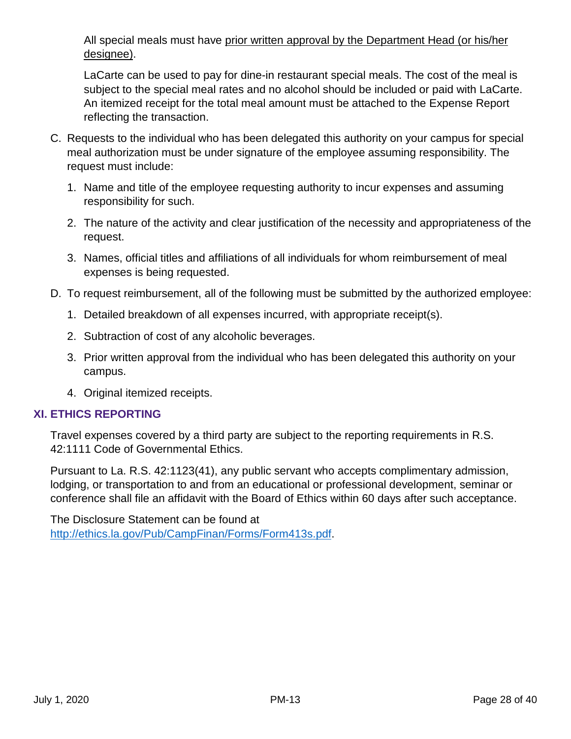All special meals must have <u>prior written approval by the Department Head (or his/her designee)</u>.

LaCarte can be used to pay for dine-in restaurant special meals. The cost of the meal is subject to the special meal rates and no alcohol should be included or paid with LaCarte. An itemized receipt for the total meal amount must be attached to the Expense Report reflecting the transaction.

C. Requests to the individual who has been delegated this authority on your campus for special meal authorization must be under signature of the employee assuming responsibility. The request must include:

   1. Name and title of the employee requesting authority to incur expenses and assuming responsibility for such.

   2. The nature of the activity and clear justification of the necessity and appropriateness of the request.

   3. Names, official titles and affiliations of all individuals for whom reimbursement of meal expenses is being requested.

D. To request reimbursement, all of the following must be submitted by the authorized employee:

   1. Detailed breakdown of all expenses incurred, with appropriate receipt(s).

   2. Subtraction of cost of any alcoholic beverages.

   3. Prior written approval from the individual who has been delegated this authority on your campus.

   4. Original itemized receipts.

## XI. ETHICS REPORTING

Travel expenses covered by a third party are subject to the reporting requirements in R.S. 42:1111 Code of Governmental Ethics.

Pursuant to La. R.S. 42:1123(41), any public servant who accepts complimentary admission, lodging, or transportation to and from an educational or professional development, seminar or conference shall file an affidavit with the Board of Ethics within 60 days after such acceptance.

The Disclosure Statement can be found at [http://ethics.la.gov/Pub/CampFinan/Forms/Form413s.pdf](http://ethics.la.gov/Pub/CampFinan/Forms/Form413s.pdf).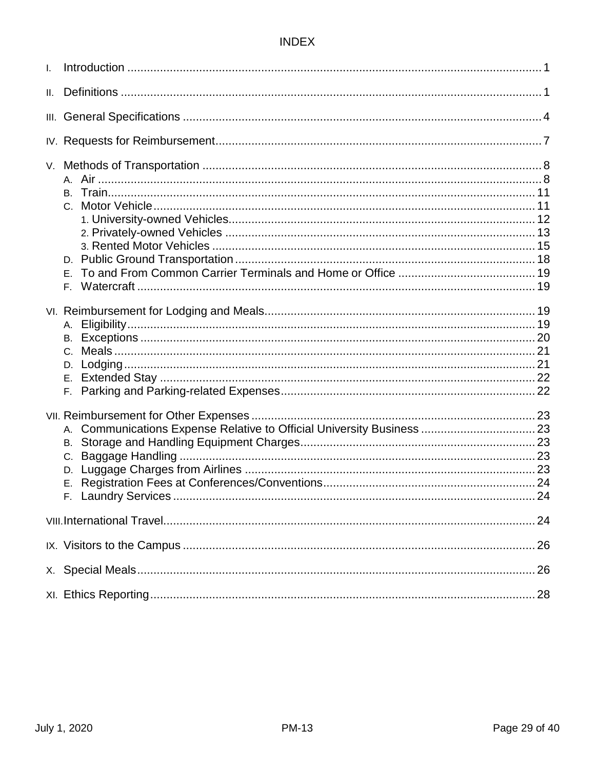# INDEX

- I. Introduction ............................................................ 1
- II. Definitions ............................................................ 1
- III. General Specifications ............................................................ 4
- IV. Requests for Reimbursement ............................................................ 7
- V. Methods of Transportation ............................................................ 8
  - A. Air ............................................................ 8
  - B. Train ............................................................ 11
  - C. Motor Vehicle ............................................................ 11
    - 1. University-owned Vehicles ............................................................ 12
    - 2. Privately-owned Vehicles ............................................................ 13
    - 3. Rented Motor Vehicles ............................................................ 15
  - D. Public Ground Transportation ............................................................ 18
  - E. To and From Common Carrier Terminals and Home or Office ............................................................ 19
  - F. Watercraft ............................................................ 19
- VI. Reimbursement for Lodging and Meals ............................................................ 19
  - A. Eligibility ............................................................ 19
  - B. Exceptions ............................................................ 20
  - C. Meals ............................................................ 21
  - D. Lodging ............................................................ 21
  - E. Extended Stay ............................................................ 22
  - F. Parking and Parking-related Expenses ............................................................ 22
- VII. Reimbursement for Other Expenses ............................................................ 23
  - A. Communications Expense Relative to Official University Business ............................................................ 23
  - B. Storage and Handling Equipment Charges ............................................................ 23
  - C. Baggage Handling ............................................................ 23
  - D. Luggage Charges from Airlines ............................................................ 23
  - E. Registration Fees at Conferences/Conventions ............................................................ 24
  - F. Laundry Services ............................................................ 24
- VIII. International Travel ............................................................ 24
- IX. Visitors to the Campus ............................................................ 26
- X. Special Meals ............................................................ 26
- XI. Ethics Reporting ............................................................ 28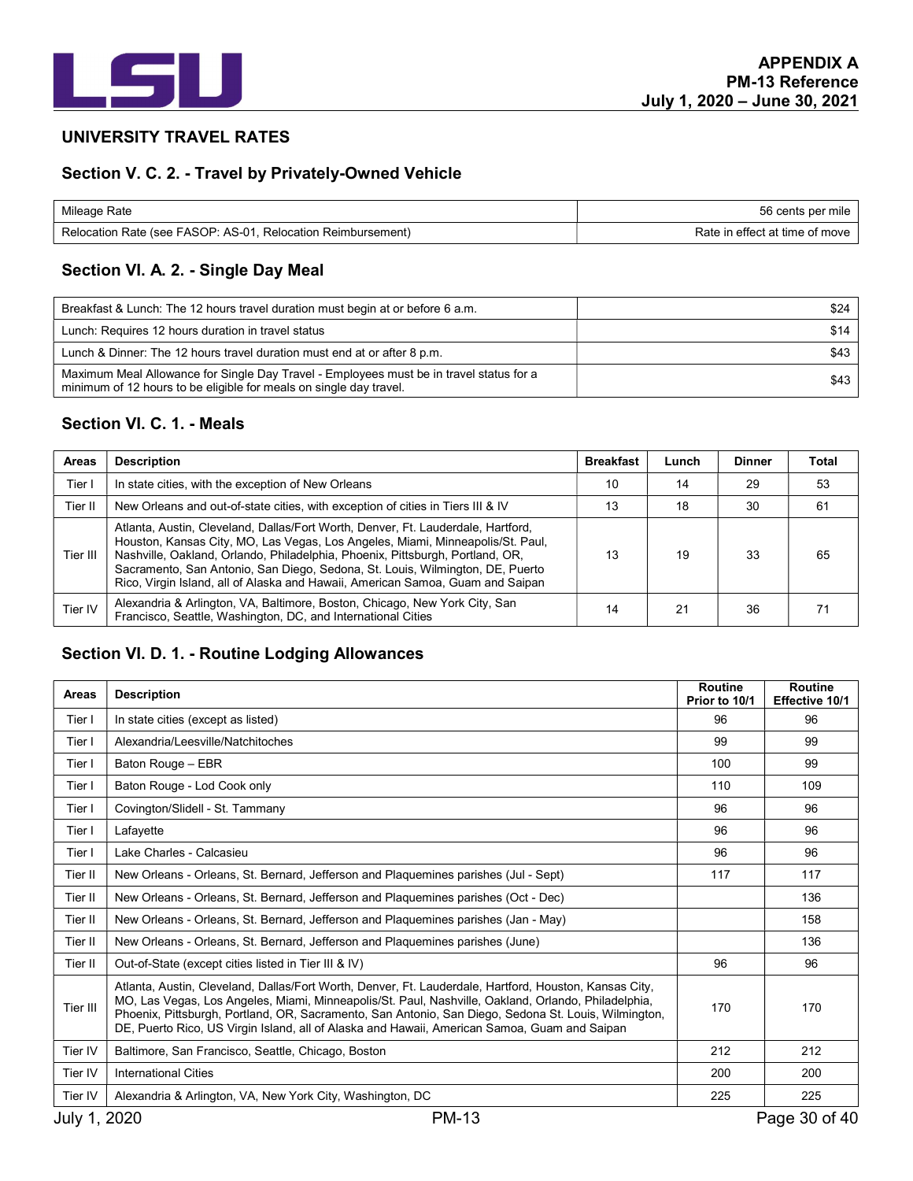**APPENDIX A**
**PM-13 Reference**
**July 1, 2020 – June 30, 2021**

## UNIVERSITY TRAVEL RATES

### Section V. C. 2. - Travel by Privately-Owned Vehicle

| | |
|---|---|
| Mileage Rate | 56 cents per mile |
| Relocation Rate (see FASOP: AS-01, Relocation Reimbursement) | Rate in effect at time of move |

### Section VI. A. 2. - Single Day Meal

| | |
|---|---|
| Breakfast & Lunch: The 12 hours travel duration must begin at or before 6 a.m. | $24 |
| Lunch: Requires 12 hours duration in travel status | $14 |
| Lunch & Dinner: The 12 hours travel duration must end at or after 8 p.m. | $43 |
| Maximum Meal Allowance for Single Day Travel - Employees must be in travel status for a minimum of 12 hours to be eligible for meals on single day travel. | $43 |

### Section VI. C. 1. - Meals

| Areas | Description | Breakfast | Lunch | Dinner | Total |
|---|---|---|---|---|---|
| Tier I | In state cities, with the exception of New Orleans | 10 | 14 | 29 | 53 |
| Tier II | New Orleans and out-of-state cities, with exception of cities in Tiers III & IV | 13 | 18 | 30 | 61 |
| Tier III | Atlanta, Austin, Cleveland, Dallas/Fort Worth, Denver, Ft. Lauderdale, Hartford, Houston, Kansas City, MO, Las Vegas, Los Angeles, Miami, Minneapolis/St. Paul, Nashville, Oakland, Orlando, Philadelphia, Phoenix, Pittsburgh, Portland, OR, Sacramento, San Antonio, San Diego, Sedona, St. Louis, Wilmington, DE, Puerto Rico, Virgin Island, all of Alaska and Hawaii, American Samoa, Guam and Saipan | 13 | 19 | 33 | 65 |
| Tier IV | Alexandria & Arlington, VA, Baltimore, Boston, Chicago, New York City, San Francisco, Seattle, Washington, DC, and International Cities | 14 | 21 | 36 | 71 |

### Section VI. D. 1. - Routine Lodging Allowances

| Areas | Description | Routine Prior to 10/1 | Routine Effective 10/1 |
|---|---|---|---|
| Tier I | In state cities (except as listed) | 96 | 96 |
| Tier I | Alexandria/Leesville/Natchitoches | 99 | 99 |
| Tier I | Baton Rouge – EBR | 100 | 99 |
| Tier I | Baton Rouge - Lod Cook only | 110 | 109 |
| Tier I | Covington/Slidell - St. Tammany | 96 | 96 |
| Tier I | Lafayette | 96 | 96 |
| Tier I | Lake Charles - Calcasieu | 96 | 96 |
| Tier II | New Orleans - Orleans, St. Bernard, Jefferson and Plaquemines parishes (Jul - Sept) | 117 | 117 |
| Tier II | New Orleans - Orleans, St. Bernard, Jefferson and Plaquemines parishes (Oct - Dec) | | 136 |
| Tier II | New Orleans - Orleans, St. Bernard, Jefferson and Plaquemines parishes (Jan - May) | | 158 |
| Tier II | New Orleans - Orleans, St. Bernard, Jefferson and Plaquemines parishes (June) | | 136 |
| Tier II | Out-of-State (except cities listed in Tier III & IV) | 96 | 96 |
| Tier III | Atlanta, Austin, Cleveland, Dallas/Fort Worth, Denver, Ft. Lauderdale, Hartford, Houston, Kansas City, MO, Las Vegas, Los Angeles, Miami, Minneapolis/St. Paul, Nashville, Oakland, Orlando, Philadelphia, Phoenix, Pittsburgh, Portland, OR, Sacramento, San Antonio, San Diego, Sedona St. Louis, Wilmington, DE, Puerto Rico, US Virgin Island, all of Alaska and Hawaii, American Samoa, Guam and Saipan | 170 | 170 |
| Tier IV | Baltimore, San Francisco, Seattle, Chicago, Boston | 212 | 212 |
| Tier IV | International Cities | 200 | 200 |
| Tier IV | Alexandria & Arlington, VA, New York City, Washington, DC | 225 | 225 |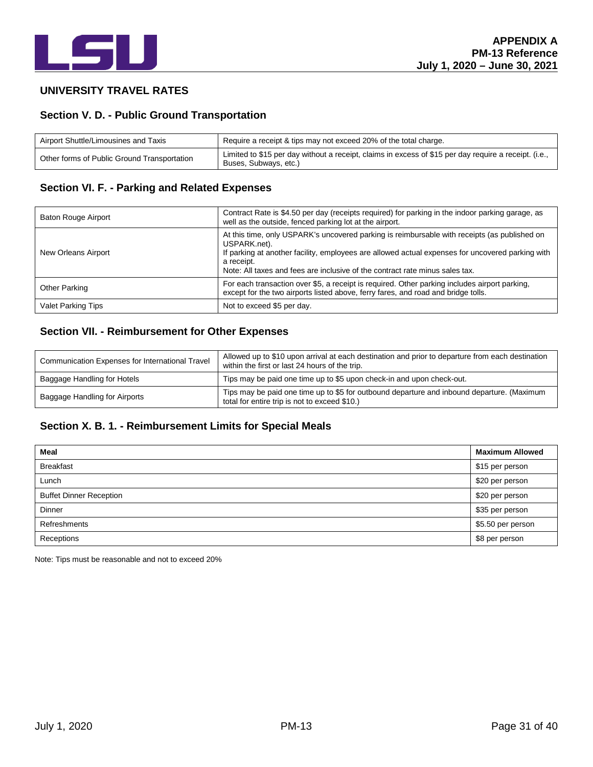# UNIVERSITY TRAVEL RATES

## Section V. D. - Public Ground Transportation

| | |
|---|---|
| Airport Shuttle/Limousines and Taxis | Require a receipt & tips may not exceed 20% of the total charge. |
| Other forms of Public Ground Transportation | Limited to $15 per day without a receipt, claims in excess of $15 per day require a receipt. (i.e., Buses, Subways, etc.) |

## Section VI. F. - Parking and Related Expenses

| | |
|---|---|
| Baton Rouge Airport | Contract Rate is $4.50 per day (receipts required) for parking in the indoor parking garage, as well as the outside, fenced parking lot at the airport. |
| New Orleans Airport | At this time, only USPARK's uncovered parking is reimbursable with receipts (as published on USPARK.net).<br>If parking at another facility, employees are allowed actual expenses for uncovered parking with a receipt.<br>Note: All taxes and fees are inclusive of the contract rate minus sales tax. |
| Other Parking | For each transaction over $5, a receipt is required. Other parking includes airport parking, except for the two airports listed above, ferry fares, and road and bridge tolls. |
| Valet Parking Tips | Not to exceed $5 per day. |

## Section VII. - Reimbursement for Other Expenses

| | |
|---|---|
| Communication Expenses for International Travel | Allowed up to $10 upon arrival at each destination and prior to departure from each destination within the first or last 24 hours of the trip. |
| Baggage Handling for Hotels | Tips may be paid one time up to $5 upon check-in and upon check-out. |
| Baggage Handling for Airports | Tips may be paid one time up to $5 for outbound departure and inbound departure. (Maximum total for entire trip is not to exceed $10.) |

## Section X. B. 1. - Reimbursement Limits for Special Meals

| Meal | Maximum Allowed |
|---|---|
| Breakfast | $15 per person |
| Lunch | $20 per person |
| Buffet Dinner Reception | $20 per person |
| Dinner | $35 per person |
| Refreshments | $5.50 per person |
| Receptions | $8 per person |

Note: Tips must be reasonable and not to exceed 20%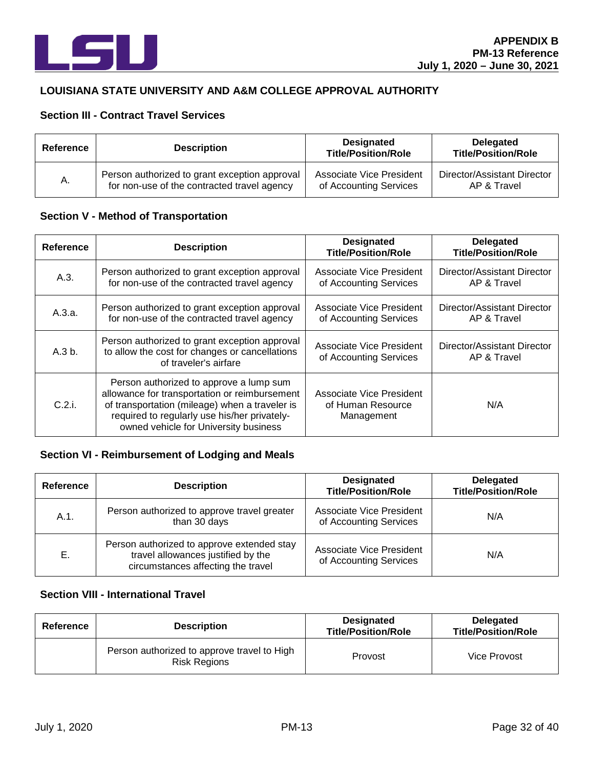## LOUISIANA STATE UNIVERSITY AND A&M COLLEGE APPROVAL AUTHORITY

### Section III - Contract Travel Services

| Reference | Description | Designated Title/Position/Role | Delegated Title/Position/Role |
|---|---|---|---|
| A. | Person authorized to grant exception approval for non-use of the contracted travel agency | Associate Vice President of Accounting Services | Director/Assistant Director AP & Travel |

### Section V - Method of Transportation

| Reference | Description | Designated Title/Position/Role | Delegated Title/Position/Role |
|---|---|---|---|
| A.3. | Person authorized to grant exception approval for non-use of the contracted travel agency | Associate Vice President of Accounting Services | Director/Assistant Director AP & Travel |
| A.3.a. | Person authorized to grant exception approval for non-use of the contracted travel agency | Associate Vice President of Accounting Services | Director/Assistant Director AP & Travel |
| A.3 b. | Person authorized to grant exception approval to allow the cost for changes or cancellations of traveler's airfare | Associate Vice President of Accounting Services | Director/Assistant Director AP & Travel |
| C.2.i. | Person authorized to approve a lump sum allowance for transportation or reimbursement of transportation (mileage) when a traveler is required to regularly use his/her privately-owned vehicle for University business | Associate Vice President of Human Resource Management | N/A |

### Section VI - Reimbursement of Lodging and Meals

| Reference | Description | Designated Title/Position/Role | Delegated Title/Position/Role |
|---|---|---|---|
| A.1. | Person authorized to approve travel greater than 30 days | Associate Vice President of Accounting Services | N/A |
| E. | Person authorized to approve extended stay travel allowances justified by the circumstances affecting the travel | Associate Vice President of Accounting Services | N/A |

### Section VIII - International Travel

| Reference | Description | Designated Title/Position/Role | Delegated Title/Position/Role |
|---|---|---|---|
| | Person authorized to approve travel to High Risk Regions | Provost | Vice Provost |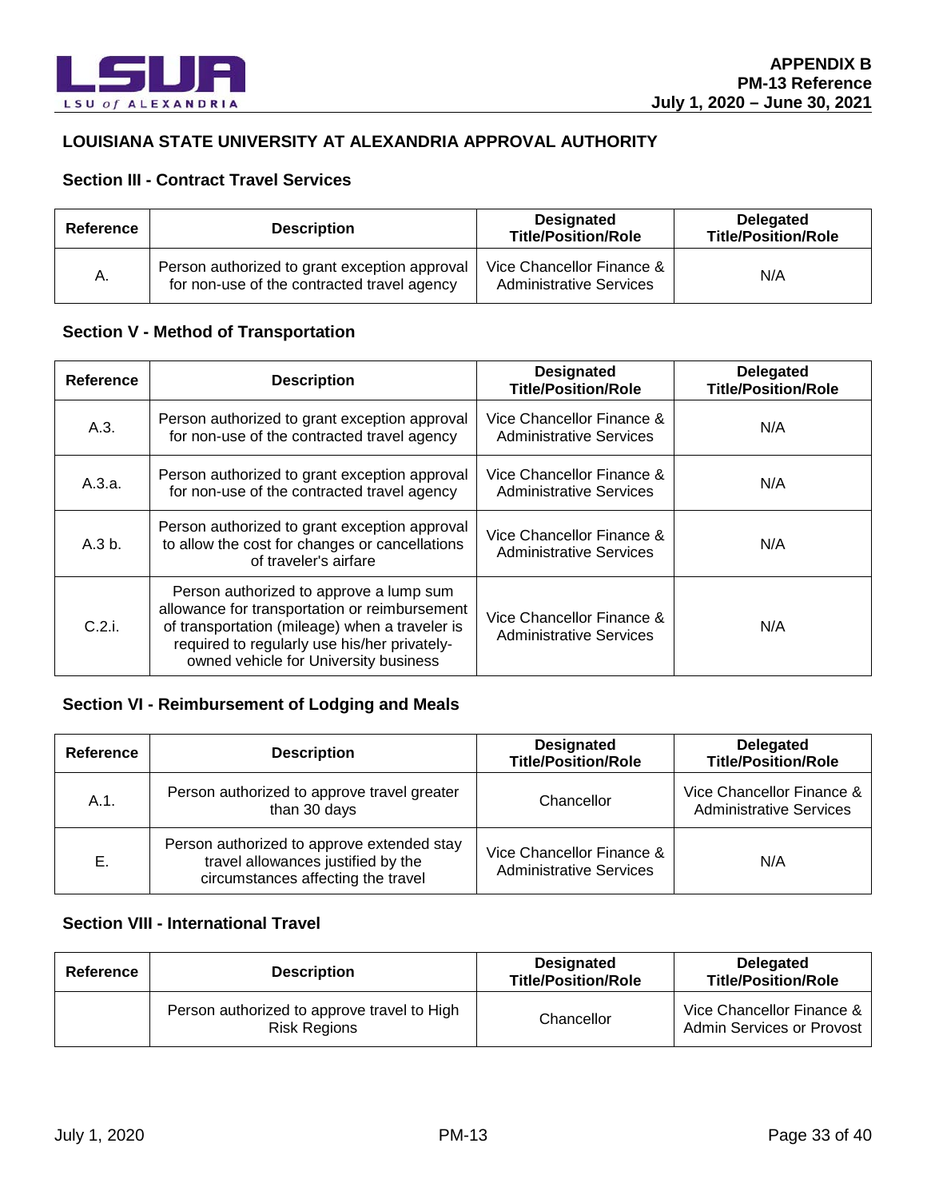## LOUISIANA STATE UNIVERSITY AT ALEXANDRIA APPROVAL AUTHORITY

### Section III - Contract Travel Services

| Reference | Description | Designated Title/Position/Role | Delegated Title/Position/Role |
|---|---|---|---|
| A. | Person authorized to grant exception approval for non-use of the contracted travel agency | Vice Chancellor Finance & Administrative Services | N/A |

### Section V - Method of Transportation

| Reference | Description | Designated Title/Position/Role | Delegated Title/Position/Role |
|---|---|---|---|
| A.3. | Person authorized to grant exception approval for non-use of the contracted travel agency | Vice Chancellor Finance & Administrative Services | N/A |
| A.3.a. | Person authorized to grant exception approval for non-use of the contracted travel agency | Vice Chancellor Finance & Administrative Services | N/A |
| A.3 b. | Person authorized to grant exception approval to allow the cost for changes or cancellations of traveler's airfare | Vice Chancellor Finance & Administrative Services | N/A |
| C.2.i. | Person authorized to approve a lump sum allowance for transportation or reimbursement of transportation (mileage) when a traveler is required to regularly use his/her privately-owned vehicle for University business | Vice Chancellor Finance & Administrative Services | N/A |

### Section VI - Reimbursement of Lodging and Meals

| Reference | Description | Designated Title/Position/Role | Delegated Title/Position/Role |
|---|---|---|---|
| A.1. | Person authorized to approve travel greater than 30 days | Chancellor | Vice Chancellor Finance & Administrative Services |
| E. | Person authorized to approve extended stay travel allowances justified by the circumstances affecting the travel | Vice Chancellor Finance & Administrative Services | N/A |

### Section VIII - International Travel

| Reference | Description | Designated Title/Position/Role | Delegated Title/Position/Role |
|---|---|---|---|
| | Person authorized to approve travel to High Risk Regions | Chancellor | Vice Chancellor Finance & Admin Services or Provost |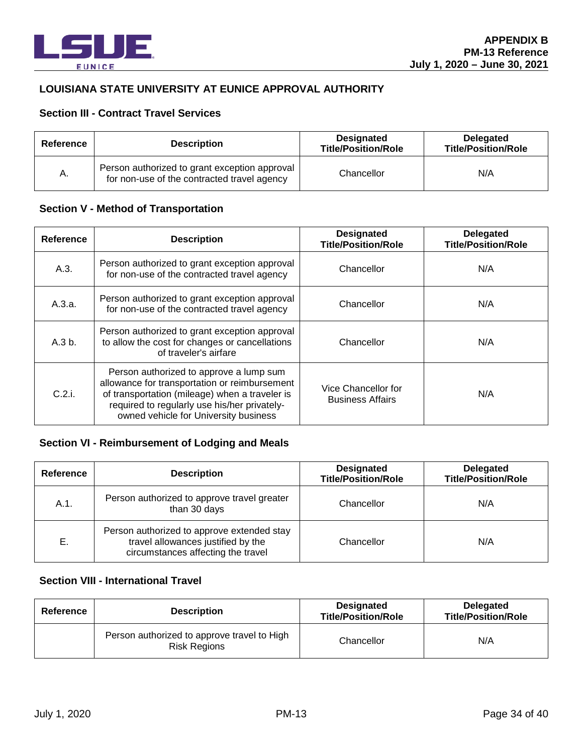## LOUISIANA STATE UNIVERSITY AT EUNICE APPROVAL AUTHORITY

### Section III - Contract Travel Services

| Reference | Description | Designated Title/Position/Role | Delegated Title/Position/Role |
|---|---|---|---|
| A. | Person authorized to grant exception approval for non-use of the contracted travel agency | Chancellor | N/A |

### Section V - Method of Transportation

| Reference | Description | Designated Title/Position/Role | Delegated Title/Position/Role |
|---|---|---|---|
| A.3. | Person authorized to grant exception approval for non-use of the contracted travel agency | Chancellor | N/A |
| A.3.a. | Person authorized to grant exception approval for non-use of the contracted travel agency | Chancellor | N/A |
| A.3 b. | Person authorized to grant exception approval to allow the cost for changes or cancellations of traveler's airfare | Chancellor | N/A |
| C.2.i. | Person authorized to approve a lump sum allowance for transportation or reimbursement of transportation (mileage) when a traveler is required to regularly use his/her privately-owned vehicle for University business | Vice Chancellor for Business Affairs | N/A |

### Section VI - Reimbursement of Lodging and Meals

| Reference | Description | Designated Title/Position/Role | Delegated Title/Position/Role |
|---|---|---|---|
| A.1. | Person authorized to approve travel greater than 30 days | Chancellor | N/A |
| E. | Person authorized to approve extended stay travel allowances justified by the circumstances affecting the travel | Chancellor | N/A |

### Section VIII - International Travel

| Reference | Description | Designated Title/Position/Role | Delegated Title/Position/Role |
|---|---|---|---|
| | Person authorized to approve travel to High Risk Regions | Chancellor | N/A |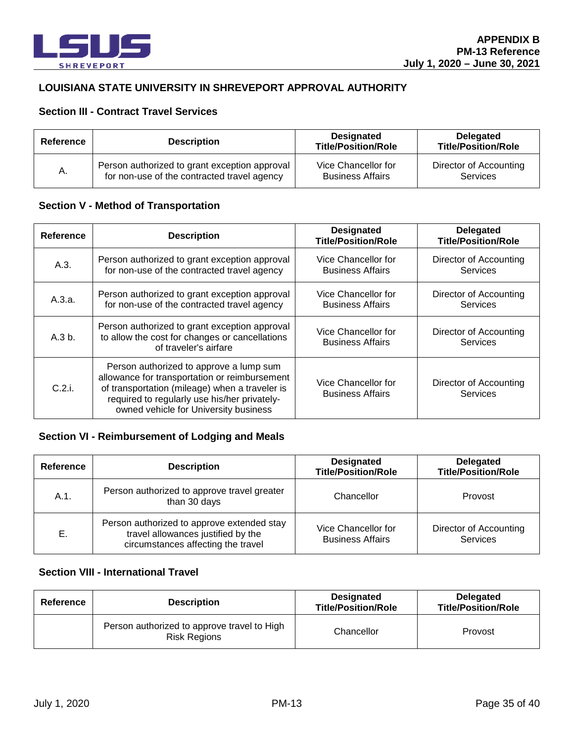## LOUISIANA STATE UNIVERSITY IN SHREVEPORT APPROVAL AUTHORITY

### Section III - Contract Travel Services

| Reference | Description | Designated Title/Position/Role | Delegated Title/Position/Role |
|---|---|---|---|
| A. | Person authorized to grant exception approval for non-use of the contracted travel agency | Vice Chancellor for Business Affairs | Director of Accounting Services |

### Section V - Method of Transportation

| Reference | Description | Designated Title/Position/Role | Delegated Title/Position/Role |
|---|---|---|---|
| A.3. | Person authorized to grant exception approval for non-use of the contracted travel agency | Vice Chancellor for Business Affairs | Director of Accounting Services |
| A.3.a. | Person authorized to grant exception approval for non-use of the contracted travel agency | Vice Chancellor for Business Affairs | Director of Accounting Services |
| A.3 b. | Person authorized to grant exception approval to allow the cost for changes or cancellations of traveler's airfare | Vice Chancellor for Business Affairs | Director of Accounting Services |
| C.2.i. | Person authorized to approve a lump sum allowance for transportation or reimbursement of transportation (mileage) when a traveler is required to regularly use his/her privately-owned vehicle for University business | Vice Chancellor for Business Affairs | Director of Accounting Services |

### Section VI - Reimbursement of Lodging and Meals

| Reference | Description | Designated Title/Position/Role | Delegated Title/Position/Role |
|---|---|---|---|
| A.1. | Person authorized to approve travel greater than 30 days | Chancellor | Provost |
| E. | Person authorized to approve extended stay travel allowances justified by the circumstances affecting the travel | Vice Chancellor for Business Affairs | Director of Accounting Services |

### Section VIII - International Travel

| Reference | Description | Designated Title/Position/Role | Delegated Title/Position/Role |
|---|---|---|---|
| | Person authorized to approve travel to High Risk Regions | Chancellor | Provost |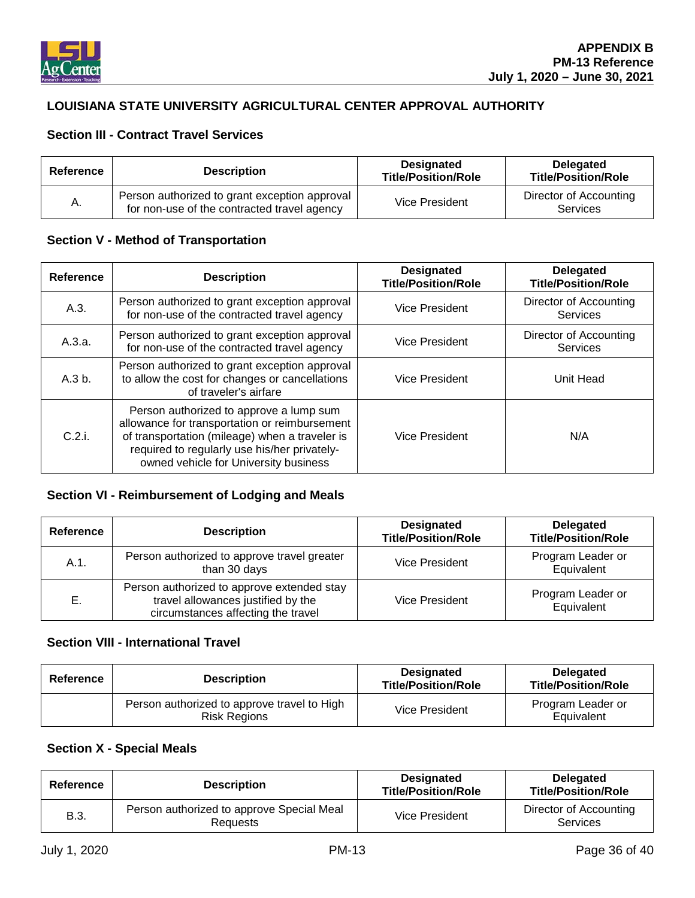**APPENDIX B**
**PM-13 Reference**
**July 1, 2020 – June 30, 2021**

## LOUISIANA STATE UNIVERSITY AGRICULTURAL CENTER APPROVAL AUTHORITY

### Section III - Contract Travel Services

| Reference | Description | Designated Title/Position/Role | Delegated Title/Position/Role |
|---|---|---|---|
| A. | Person authorized to grant exception approval for non-use of the contracted travel agency | Vice President | Director of Accounting Services |

### Section V - Method of Transportation

| Reference | Description | Designated Title/Position/Role | Delegated Title/Position/Role |
|---|---|---|---|
| A.3. | Person authorized to grant exception approval for non-use of the contracted travel agency | Vice President | Director of Accounting Services |
| A.3.a. | Person authorized to grant exception approval for non-use of the contracted travel agency | Vice President | Director of Accounting Services |
| A.3 b. | Person authorized to grant exception approval to allow the cost for changes or cancellations of traveler's airfare | Vice President | Unit Head |
| C.2.i. | Person authorized to approve a lump sum allowance for transportation or reimbursement of transportation (mileage) when a traveler is required to regularly use his/her privately-owned vehicle for University business | Vice President | N/A |

### Section VI - Reimbursement of Lodging and Meals

| Reference | Description | Designated Title/Position/Role | Delegated Title/Position/Role |
|---|---|---|---|
| A.1. | Person authorized to approve travel greater than 30 days | Vice President | Program Leader or Equivalent |
| E. | Person authorized to approve extended stay travel allowances justified by the circumstances affecting the travel | Vice President | Program Leader or Equivalent |

### Section VIII - International Travel

| Reference | Description | Designated Title/Position/Role | Delegated Title/Position/Role |
|---|---|---|---|
| | Person authorized to approve travel to High Risk Regions | Vice President | Program Leader or Equivalent |

### Section X - Special Meals

| Reference | Description | Designated Title/Position/Role | Delegated Title/Position/Role |
|---|---|---|---|
| B.3. | Person authorized to approve Special Meal Requests | Vice President | Director of Accounting Services |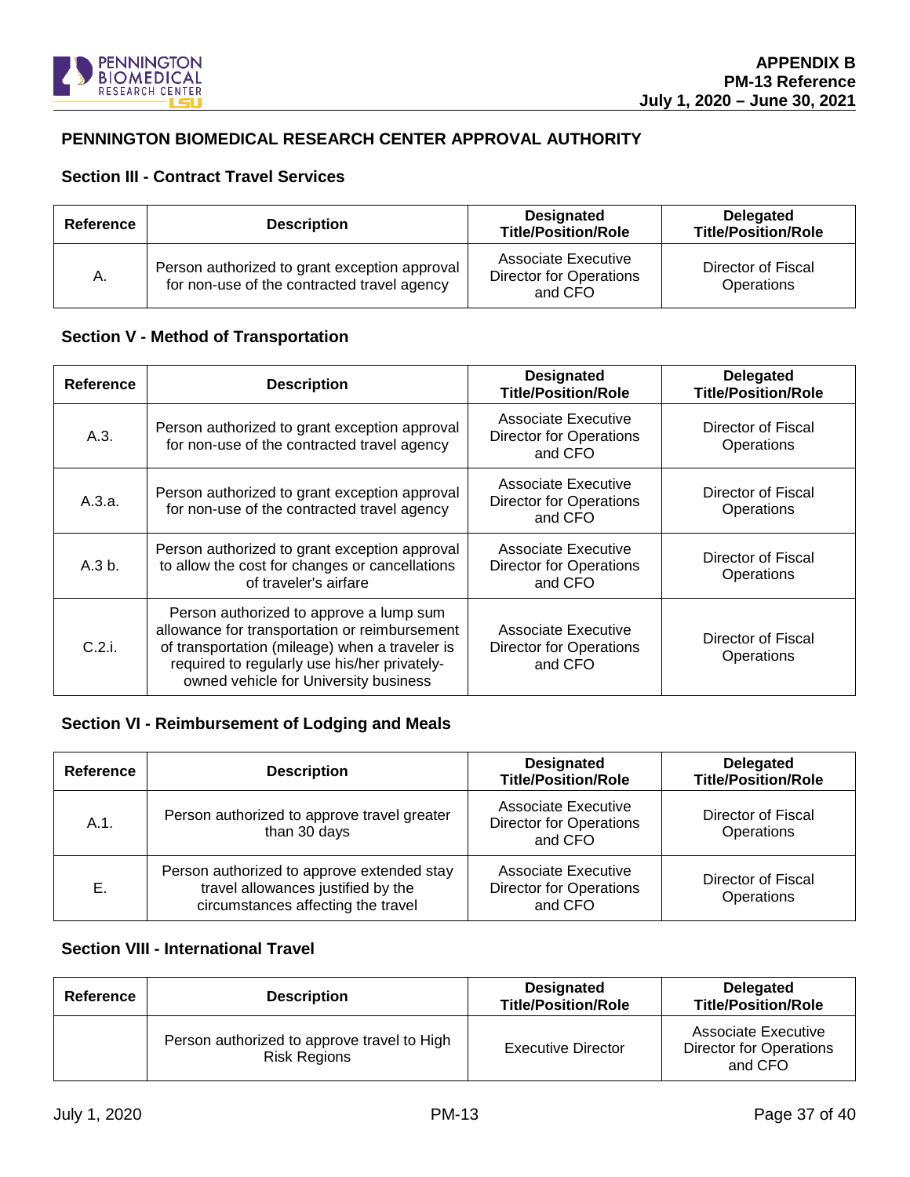## PENNINGTON BIOMEDICAL RESEARCH CENTER APPROVAL AUTHORITY

### Section III - Contract Travel Services

| Reference | Description | Designated Title/Position/Role | Delegated Title/Position/Role |
|---|---|---|---|
| A. | Person authorized to grant exception approval for non-use of the contracted travel agency | Associate Executive Director for Operations and CFO | Director of Fiscal Operations |

### Section V - Method of Transportation

| Reference | Description | Designated Title/Position/Role | Delegated Title/Position/Role |
|---|---|---|---|
| A.3. | Person authorized to grant exception approval for non-use of the contracted travel agency | Associate Executive Director for Operations and CFO | Director of Fiscal Operations |
| A.3.a. | Person authorized to grant exception approval for non-use of the contracted travel agency | Associate Executive Director for Operations and CFO | Director of Fiscal Operations |
| A.3 b. | Person authorized to grant exception approval to allow the cost for changes or cancellations of traveler's airfare | Associate Executive Director for Operations and CFO | Director of Fiscal Operations |
| C.2.i. | Person authorized to approve a lump sum allowance for transportation or reimbursement of transportation (mileage) when a traveler is required to regularly use his/her privately-owned vehicle for University business | Associate Executive Director for Operations and CFO | Director of Fiscal Operations |

### Section VI - Reimbursement of Lodging and Meals

| Reference | Description | Designated Title/Position/Role | Delegated Title/Position/Role |
|---|---|---|---|
| A.1. | Person authorized to approve travel greater than 30 days | Associate Executive Director for Operations and CFO | Director of Fiscal Operations |
| E. | Person authorized to approve extended stay travel allowances justified by the circumstances affecting the travel | Associate Executive Director for Operations and CFO | Director of Fiscal Operations |

### Section VIII - International Travel

| Reference | Description | Designated Title/Position/Role | Delegated Title/Position/Role |
|---|---|---|---|
| | Person authorized to approve travel to High Risk Regions | Executive Director | Associate Executive Director for Operations and CFO |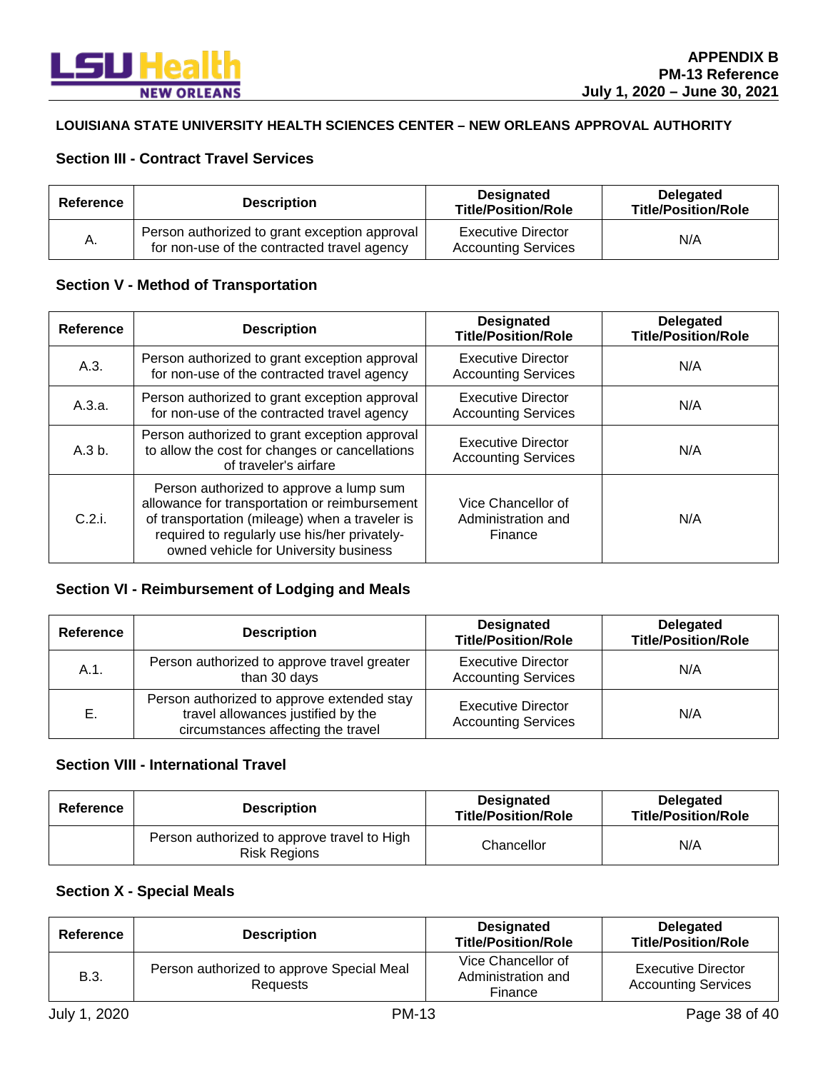## LOUISIANA STATE UNIVERSITY HEALTH SCIENCES CENTER – NEW ORLEANS APPROVAL AUTHORITY

### Section III - Contract Travel Services

| Reference | Description | Designated Title/Position/Role | Delegated Title/Position/Role |
|---|---|---|---|
| A. | Person authorized to grant exception approval for non-use of the contracted travel agency | Executive Director Accounting Services | N/A |

### Section V - Method of Transportation

| Reference | Description | Designated Title/Position/Role | Delegated Title/Position/Role |
|---|---|---|---|
| A.3. | Person authorized to grant exception approval for non-use of the contracted travel agency | Executive Director Accounting Services | N/A |
| A.3.a. | Person authorized to grant exception approval for non-use of the contracted travel agency | Executive Director Accounting Services | N/A |
| A.3 b. | Person authorized to grant exception approval to allow the cost for changes or cancellations of traveler's airfare | Executive Director Accounting Services | N/A |
| C.2.i. | Person authorized to approve a lump sum allowance for transportation or reimbursement of transportation (mileage) when a traveler is required to regularly use his/her privately-owned vehicle for University business | Vice Chancellor of Administration and Finance | N/A |

### Section VI - Reimbursement of Lodging and Meals

| Reference | Description | Designated Title/Position/Role | Delegated Title/Position/Role |
|---|---|---|---|
| A.1. | Person authorized to approve travel greater than 30 days | Executive Director Accounting Services | N/A |
| E. | Person authorized to approve extended stay travel allowances justified by the circumstances affecting the travel | Executive Director Accounting Services | N/A |

### Section VIII - International Travel

| Reference | Description | Designated Title/Position/Role | Delegated Title/Position/Role |
|---|---|---|---|
| | Person authorized to approve travel to High Risk Regions | Chancellor | N/A |

### Section X - Special Meals

| Reference | Description | Designated Title/Position/Role | Delegated Title/Position/Role |
|---|---|---|---|
| B.3. | Person authorized to approve Special Meal Requests | Vice Chancellor of Administration and Finance | Executive Director Accounting Services |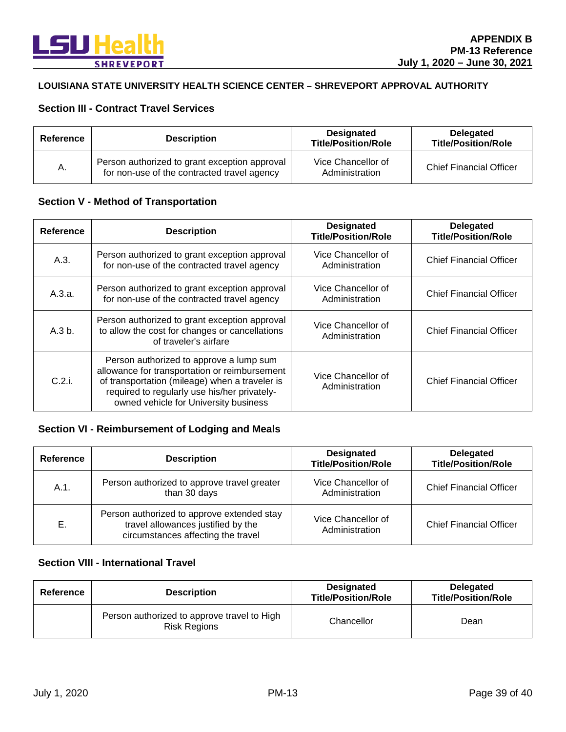**LOUISIANA STATE UNIVERSITY HEALTH SCIENCE CENTER – SHREVEPORT APPROVAL AUTHORITY**

### Section III - Contract Travel Services

| Reference | Description | Designated Title/Position/Role | Delegated Title/Position/Role |
|---|---|---|---|
| A. | Person authorized to grant exception approval for non-use of the contracted travel agency | Vice Chancellor of Administration | Chief Financial Officer |

### Section V - Method of Transportation

| Reference | Description | Designated Title/Position/Role | Delegated Title/Position/Role |
|---|---|---|---|
| A.3. | Person authorized to grant exception approval for non-use of the contracted travel agency | Vice Chancellor of Administration | Chief Financial Officer |
| A.3.a. | Person authorized to grant exception approval for non-use of the contracted travel agency | Vice Chancellor of Administration | Chief Financial Officer |
| A.3 b. | Person authorized to grant exception approval to allow the cost for changes or cancellations of traveler's airfare | Vice Chancellor of Administration | Chief Financial Officer |
| C.2.i. | Person authorized to approve a lump sum allowance for transportation or reimbursement of transportation (mileage) when a traveler is required to regularly use his/her privately-owned vehicle for University business | Vice Chancellor of Administration | Chief Financial Officer |

### Section VI - Reimbursement of Lodging and Meals

| Reference | Description | Designated Title/Position/Role | Delegated Title/Position/Role |
|---|---|---|---|
| A.1. | Person authorized to approve travel greater than 30 days | Vice Chancellor of Administration | Chief Financial Officer |
| E. | Person authorized to approve extended stay travel allowances justified by the circumstances affecting the travel | Vice Chancellor of Administration | Chief Financial Officer |

### Section VIII - International Travel

| Reference | Description | Designated Title/Position/Role | Delegated Title/Position/Role |
|---|---|---|---|
| | Person authorized to approve travel to High Risk Regions | Chancellor | Dean |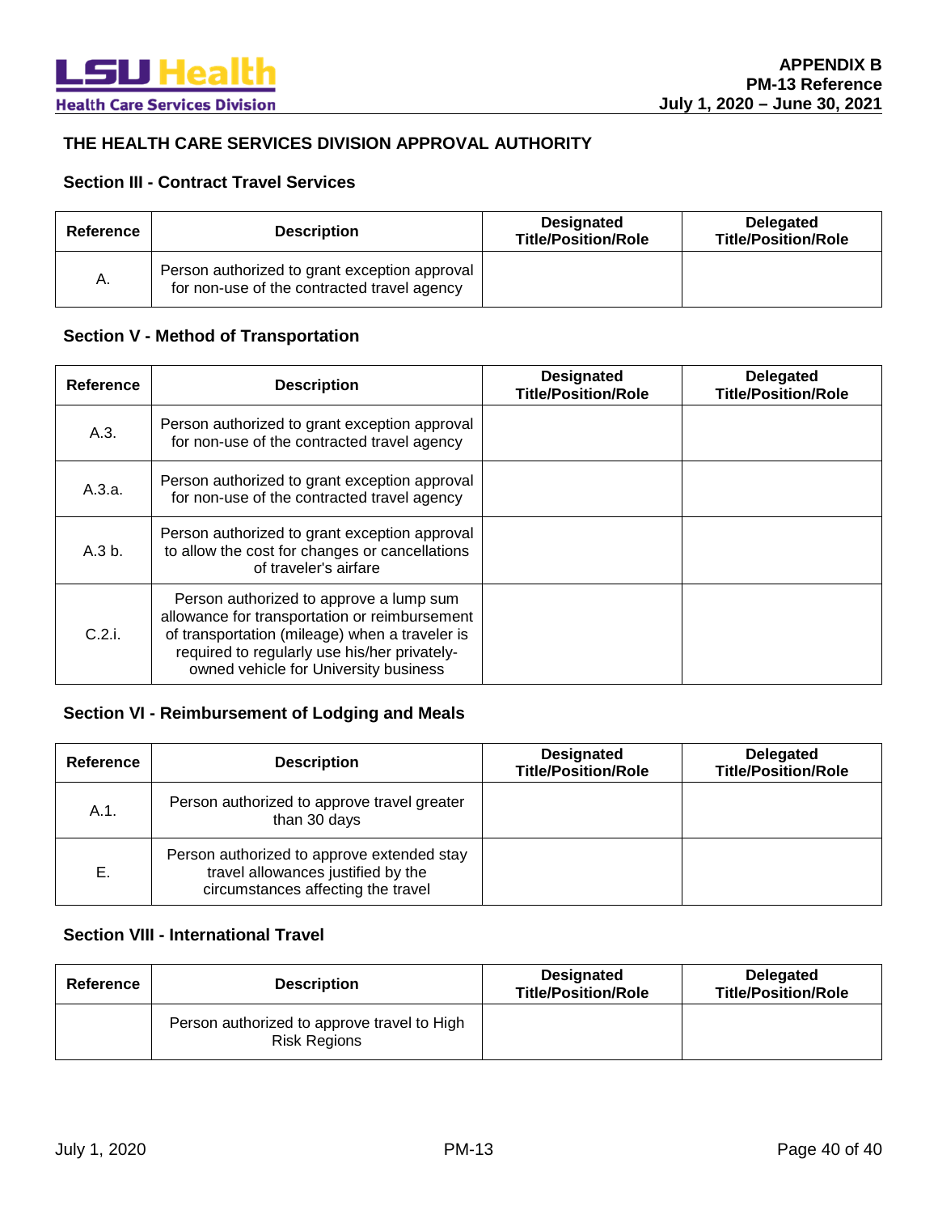# THE HEALTH CARE SERVICES DIVISION APPROVAL AUTHORITY

## Section III - Contract Travel Services

| Reference | Description | Designated Title/Position/Role | Delegated Title/Position/Role |
|---|---|---|---|
| A. | Person authorized to grant exception approval for non-use of the contracted travel agency | | |

## Section V - Method of Transportation

| Reference | Description | Designated Title/Position/Role | Delegated Title/Position/Role |
|---|---|---|---|
| A.3. | Person authorized to grant exception approval for non-use of the contracted travel agency | | |
| A.3.a. | Person authorized to grant exception approval for non-use of the contracted travel agency | | |
| A.3 b. | Person authorized to grant exception approval to allow the cost for changes or cancellations of traveler's airfare | | |
| C.2.i. | Person authorized to approve a lump sum allowance for transportation or reimbursement of transportation (mileage) when a traveler is required to regularly use his/her privately-owned vehicle for University business | | |

## Section VI - Reimbursement of Lodging and Meals

| Reference | Description | Designated Title/Position/Role | Delegated Title/Position/Role |
|---|---|---|---|
| A.1. | Person authorized to approve travel greater than 30 days | | |
| E. | Person authorized to approve extended stay travel allowances justified by the circumstances affecting the travel | | |

## Section VIII - International Travel

| Reference | Description | Designated Title/Position/Role | Delegated Title/Position/Role |
|---|---|---|---|
| | Person authorized to approve travel to High Risk Regions | | |